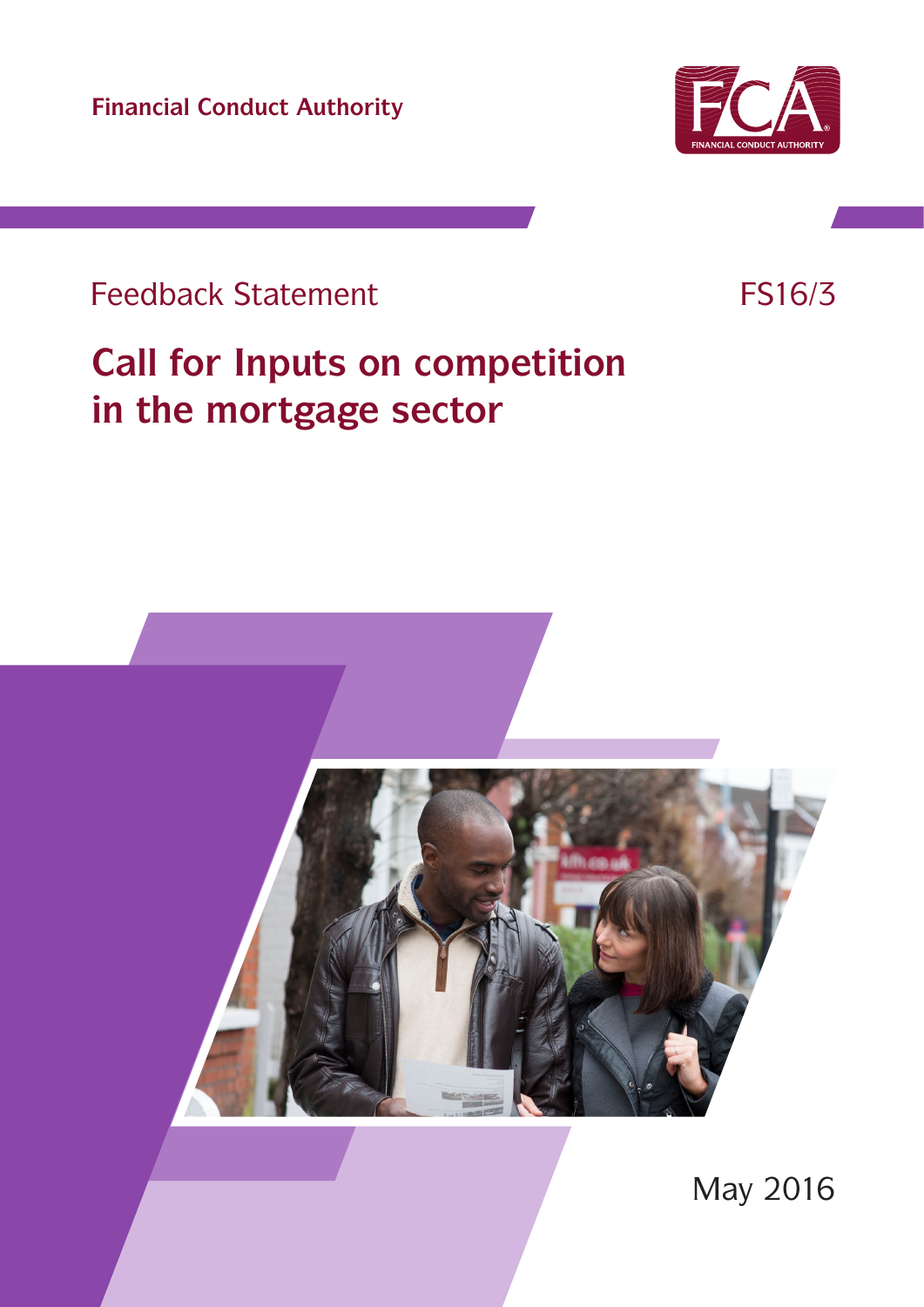Financial Conduct Authority

Feedback Statement

FS16/3

# Call for Inputs on competition in the mortgage sector

May 2016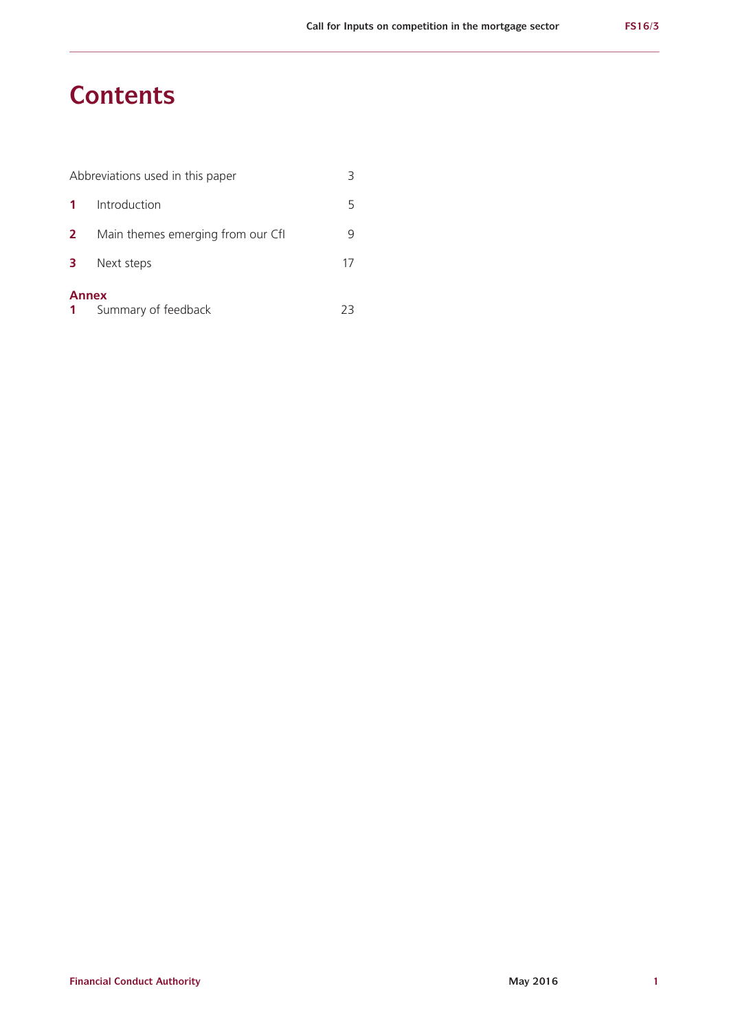# Contents

| | | |
|---|---|---|
| Abbreviations used in this paper | | 3 |
| **1** | Introduction | 5 |
| **2** | Main themes emerging from our CfI | 9 |
| **3** | Next steps | 17 |

**Annex**

| | | |
|---|---|---|
| **1** | Summary of feedback | 23 |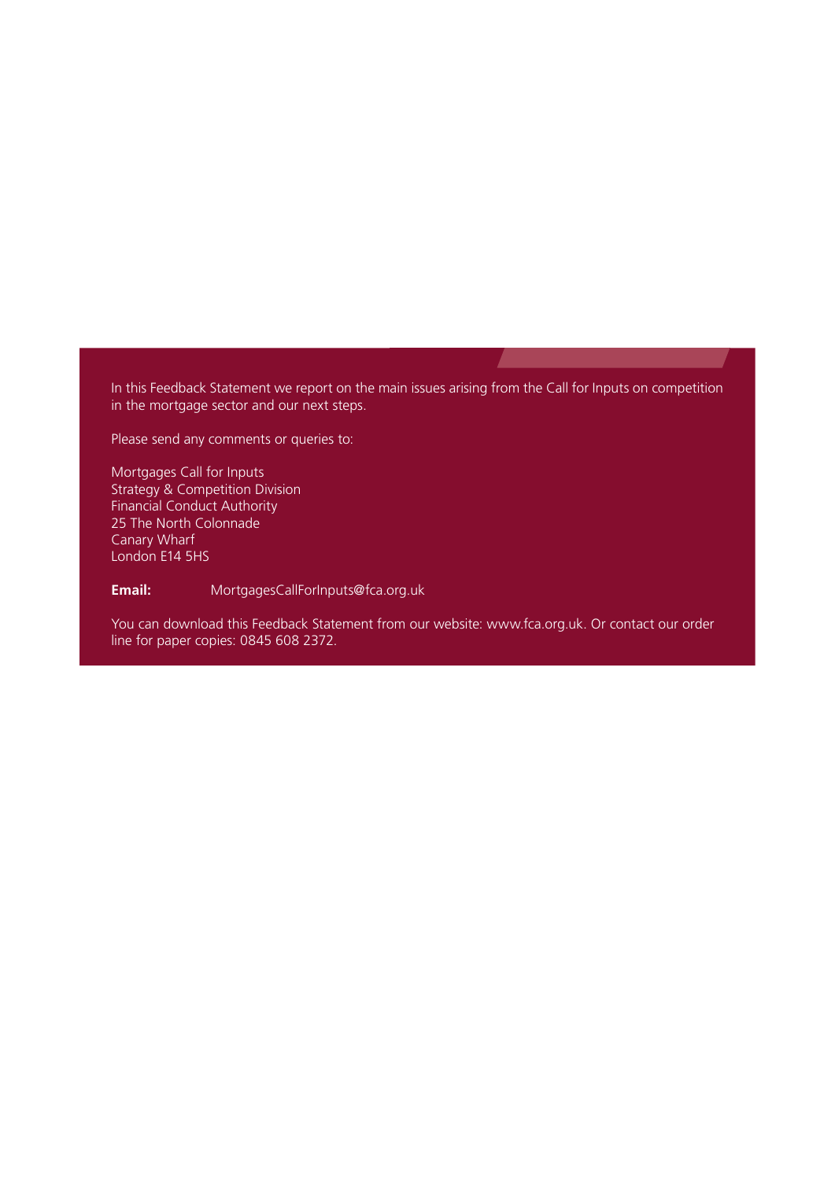In this Feedback Statement we report on the main issues arising from the Call for Inputs on competition in the mortgage sector and our next steps.

Please send any comments or queries to:

Mortgages Call for Inputs
Strategy & Competition Division
Financial Conduct Authority
25 The North Colonnade
Canary Wharf
London E14 5HS

**Email:** MortgagesCallForInputs@fca.org.uk

You can download this Feedback Statement from our website: www.fca.org.uk. Or contact our order line for paper copies: 0845 608 2372.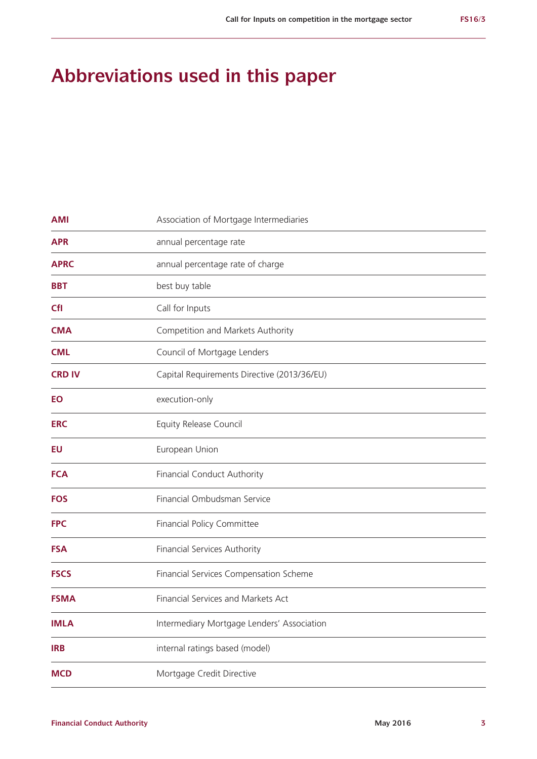# Abbreviations used in this paper

| | |
|---|---|
| **AMI** | Association of Mortgage Intermediaries |
| **APR** | annual percentage rate |
| **APRC** | annual percentage rate of charge |
| **BBT** | best buy table |
| **CfI** | Call for Inputs |
| **CMA** | Competition and Markets Authority |
| **CML** | Council of Mortgage Lenders |
| **CRD IV** | Capital Requirements Directive (2013/36/EU) |
| **EO** | execution-only |
| **ERC** | Equity Release Council |
| **EU** | European Union |
| **FCA** | Financial Conduct Authority |
| **FOS** | Financial Ombudsman Service |
| **FPC** | Financial Policy Committee |
| **FSA** | Financial Services Authority |
| **FSCS** | Financial Services Compensation Scheme |
| **FSMA** | Financial Services and Markets Act |
| **IMLA** | Intermediary Mortgage Lenders' Association |
| **IRB** | internal ratings based (model) |
| **MCD** | Mortgage Credit Directive |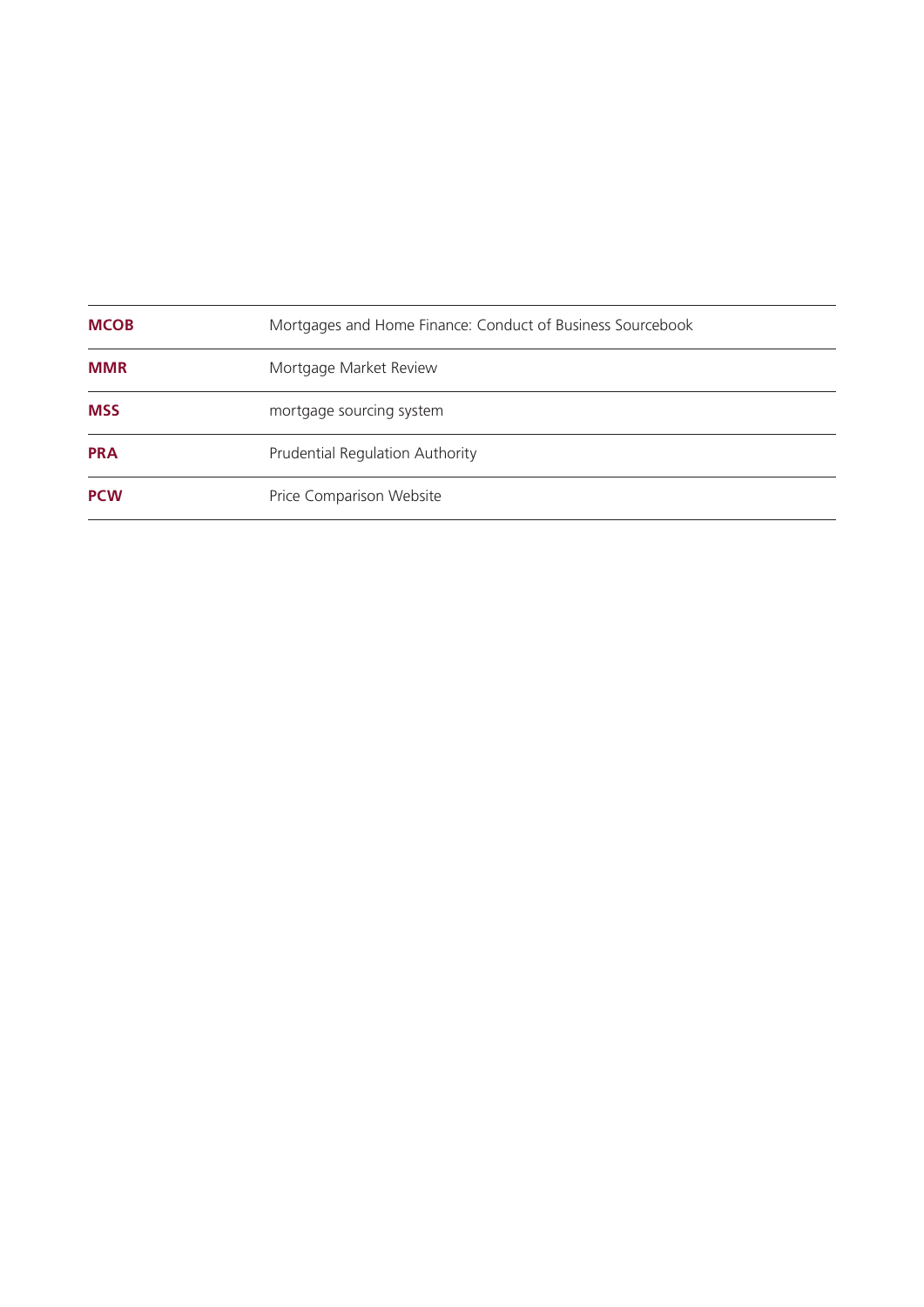| | |
|---|---|
| **MCOB** | Mortgages and Home Finance: Conduct of Business Sourcebook |
| **MMR** | Mortgage Market Review |
| **MSS** | mortgage sourcing system |
| **PRA** | Prudential Regulation Authority |
| **PCW** | Price Comparison Website |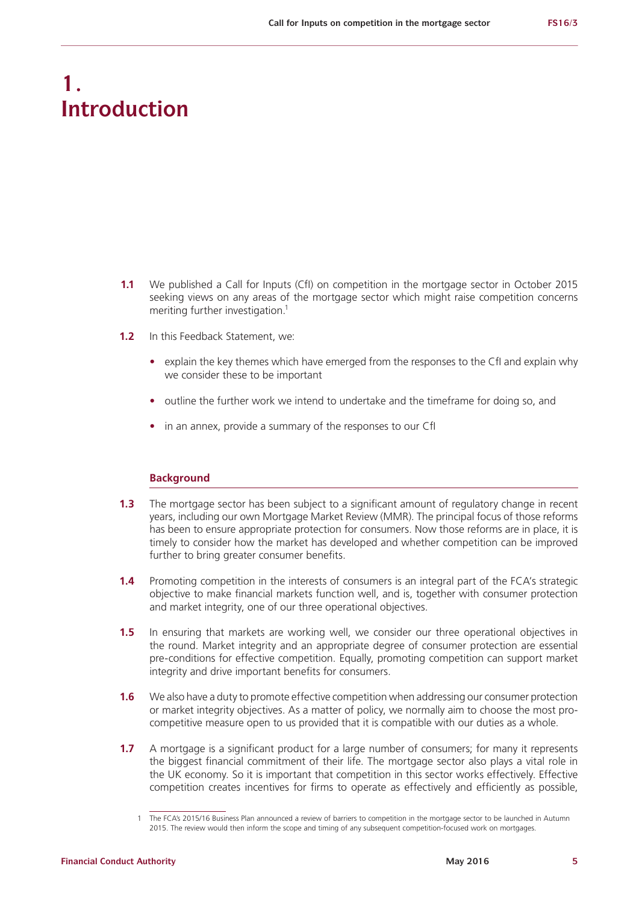# 1. Introduction

**1.1** We published a Call for Inputs (CfI) on competition in the mortgage sector in October 2015 seeking views on any areas of the mortgage sector which might raise competition concerns meriting further investigation.[1]

**1.2** In this Feedback Statement, we:

- explain the key themes which have emerged from the responses to the CfI and explain why we consider these to be important
- outline the further work we intend to undertake and the timeframe for doing so, and
- in an annex, provide a summary of the responses to our CfI

## Background

**1.3** The mortgage sector has been subject to a significant amount of regulatory change in recent years, including our own Mortgage Market Review (MMR). The principal focus of those reforms has been to ensure appropriate protection for consumers. Now those reforms are in place, it is timely to consider how the market has developed and whether competition can be improved further to bring greater consumer benefits.

**1.4** Promoting competition in the interests of consumers is an integral part of the FCA's strategic objective to make financial markets function well, and is, together with consumer protection and market integrity, one of our three operational objectives.

**1.5** In ensuring that markets are working well, we consider our three operational objectives in the round. Market integrity and an appropriate degree of consumer protection are essential pre-conditions for effective competition. Equally, promoting competition can support market integrity and drive important benefits for consumers.

**1.6** We also have a duty to promote effective competition when addressing our consumer protection or market integrity objectives. As a matter of policy, we normally aim to choose the most pro-competitive measure open to us provided that it is compatible with our duties as a whole.

**1.7** A mortgage is a significant product for a large number of consumers; for many it represents the biggest financial commitment of their life. The mortgage sector also plays a vital role in the UK economy. So it is important that competition in this sector works effectively. Effective competition creates incentives for firms to operate as effectively and efficiently as possible,

---

1 The FCA's 2015/16 Business Plan announced a review of barriers to competition in the mortgage sector to be launched in Autumn 2015. The review would then inform the scope and timing of any subsequent competition-focused work on mortgages.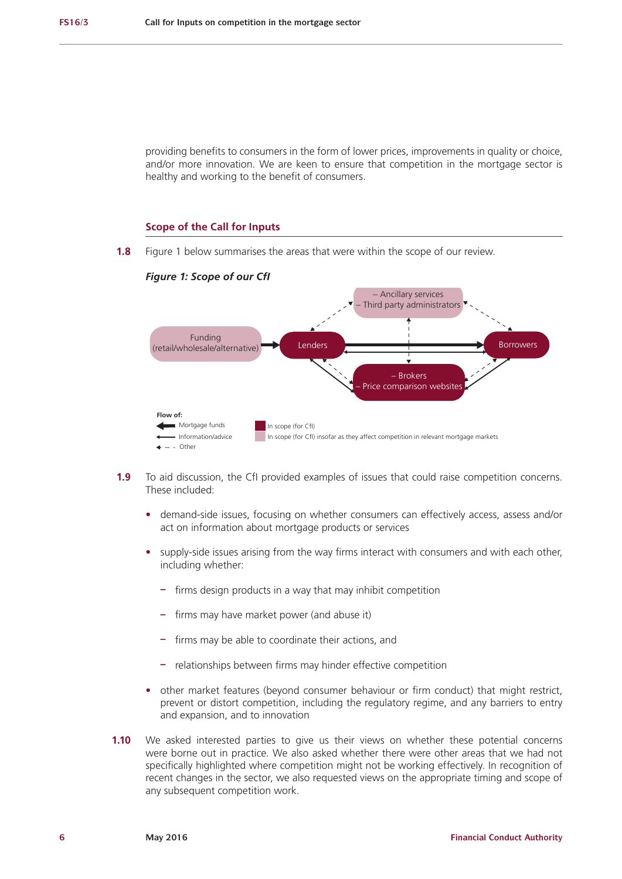providing benefits to consumers in the form of lower prices, improvements in quality or choice, and/or more innovation. We are keen to ensure that competition in the mortgage sector is healthy and working to the benefit of consumers.

## Scope of the Call for Inputs

**1.8** Figure 1 below summarises the areas that were within the scope of our review.

***Figure 1: Scope of our CfI***

– Ancillary services
– Third party administrators

Funding
(retail/wholesale/alternative)

Lenders

Borrowers

– Brokers
– Price comparison websites

**Flow of:**
Mortgage funds
Information/advice
Other

In scope (for CfI)
In scope (for CfI) insofar as they affect competition in relevant mortgage markets

**1.9** To aid discussion, the CfI provided examples of issues that could raise competition concerns. These included:

- demand-side issues, focusing on whether consumers can effectively access, assess and/or act on information about mortgage products or services
- supply-side issues arising from the way firms interact with consumers and with each other, including whether:
  - firms design products in a way that may inhibit competition
  - firms may have market power (and abuse it)
  - firms may be able to coordinate their actions, and
  - relationships between firms may hinder effective competition
- other market features (beyond consumer behaviour or firm conduct) that might restrict, prevent or distort competition, including the regulatory regime, and any barriers to entry and expansion, and to innovation

**1.10** We asked interested parties to give us their views on whether these potential concerns were borne out in practice. We also asked whether there were other areas that we had not specifically highlighted where competition might not be working effectively. In recognition of recent changes in the sector, we also requested views on the appropriate timing and scope of any subsequent competition work.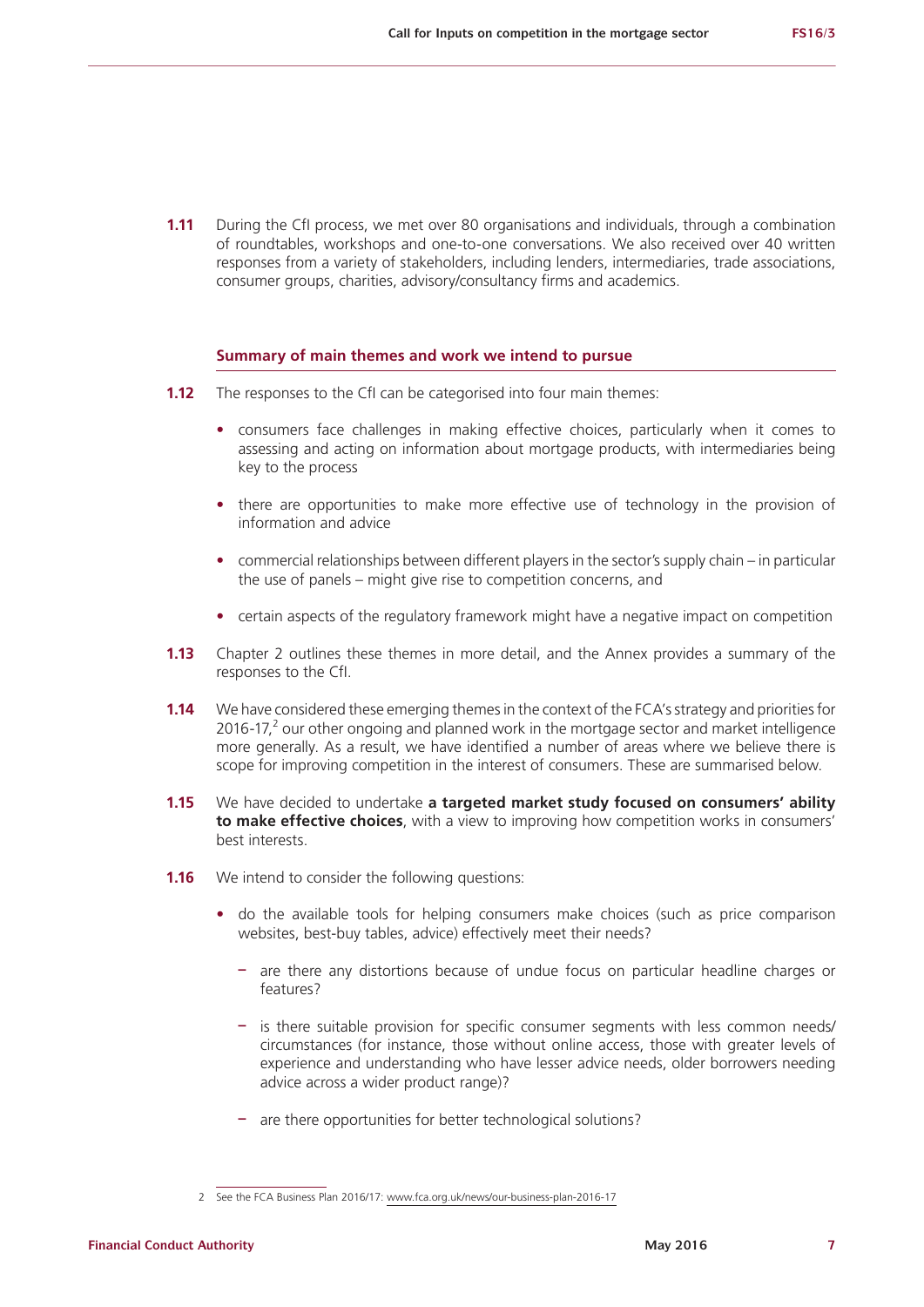**1.11** During the CfI process, we met over 80 organisations and individuals, through a combination of roundtables, workshops and one-to-one conversations. We also received over 40 written responses from a variety of stakeholders, including lenders, intermediaries, trade associations, consumer groups, charities, advisory/consultancy firms and academics.

### Summary of main themes and work we intend to pursue

**1.12** The responses to the CfI can be categorised into four main themes:

- consumers face challenges in making effective choices, particularly when it comes to assessing and acting on information about mortgage products, with intermediaries being key to the process
- there are opportunities to make more effective use of technology in the provision of information and advice
- commercial relationships between different players in the sector's supply chain – in particular the use of panels – might give rise to competition concerns, and
- certain aspects of the regulatory framework might have a negative impact on competition

**1.13** Chapter 2 outlines these themes in more detail, and the Annex provides a summary of the responses to the CfI.

**1.14** We have considered these emerging themes in the context of the FCA's strategy and priorities for 2016-17,[2] our other ongoing and planned work in the mortgage sector and market intelligence more generally. As a result, we have identified a number of areas where we believe there is scope for improving competition in the interest of consumers. These are summarised below.

**1.15** We have decided to undertake **a targeted market study focused on consumers' ability to make effective choices**, with a view to improving how competition works in consumers' best interests.

**1.16** We intend to consider the following questions:

- do the available tools for helping consumers make choices (such as price comparison websites, best-buy tables, advice) effectively meet their needs?
  - are there any distortions because of undue focus on particular headline charges or features?
  - is there suitable provision for specific consumer segments with less common needs/circumstances (for instance, those without online access, those with greater levels of experience and understanding who have lesser advice needs, older borrowers needing advice across a wider product range)?
  - are there opportunities for better technological solutions?

2 See the FCA Business Plan 2016/17: www.fca.org.uk/news/our-business-plan-2016-17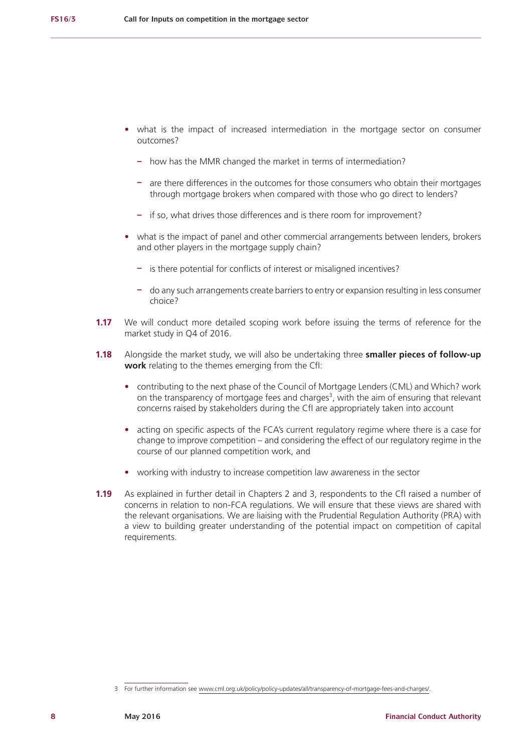- what is the impact of increased intermediation in the mortgage sector on consumer outcomes?
  - how has the MMR changed the market in terms of intermediation?
  - are there differences in the outcomes for those consumers who obtain their mortgages through mortgage brokers when compared with those who go direct to lenders?
  - if so, what drives those differences and is there room for improvement?
- what is the impact of panel and other commercial arrangements between lenders, brokers and other players in the mortgage supply chain?
  - is there potential for conflicts of interest or misaligned incentives?
  - do any such arrangements create barriers to entry or expansion resulting in less consumer choice?

**1.17** We will conduct more detailed scoping work before issuing the terms of reference for the market study in Q4 of 2016.

**1.18** Alongside the market study, we will also be undertaking three **smaller pieces of follow-up work** relating to the themes emerging from the CfI:

- contributing to the next phase of the Council of Mortgage Lenders (CML) and Which? work on the transparency of mortgage fees and charges[3], with the aim of ensuring that relevant concerns raised by stakeholders during the CfI are appropriately taken into account
- acting on specific aspects of the FCA's current regulatory regime where there is a case for change to improve competition – and considering the effect of our regulatory regime in the course of our planned competition work, and
- working with industry to increase competition law awareness in the sector

**1.19** As explained in further detail in Chapters 2 and 3, respondents to the CfI raised a number of concerns in relation to non-FCA regulations. We will ensure that these views are shared with the relevant organisations. We are liaising with the Prudential Regulation Authority (PRA) with a view to building greater understanding of the potential impact on competition of capital requirements.

3 For further information see www.cml.org.uk/policy/policy-updates/all/transparency-of-mortgage-fees-and-charges/.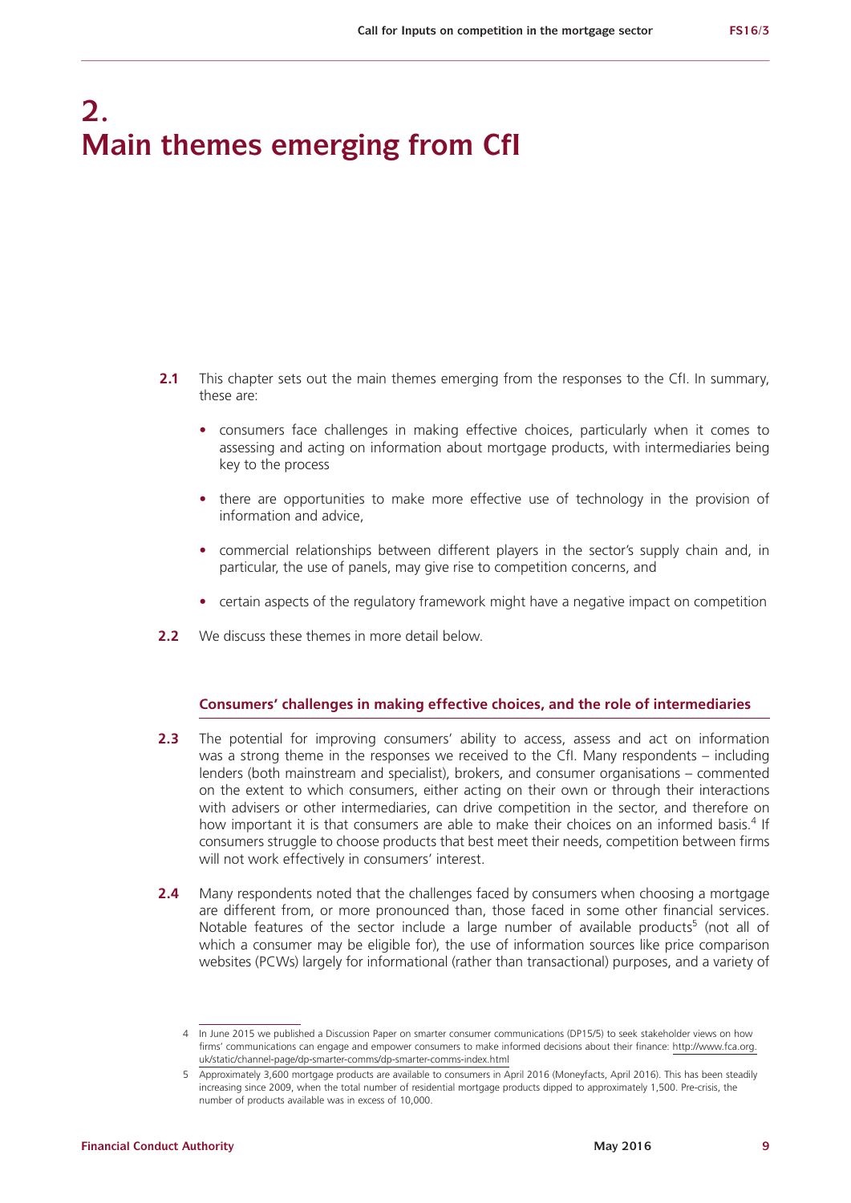# 2. Main themes emerging from CfI

**2.1** This chapter sets out the main themes emerging from the responses to the CfI. In summary, these are:

- consumers face challenges in making effective choices, particularly when it comes to assessing and acting on information about mortgage products, with intermediaries being key to the process
- there are opportunities to make more effective use of technology in the provision of information and advice,
- commercial relationships between different players in the sector's supply chain and, in particular, the use of panels, may give rise to competition concerns, and
- certain aspects of the regulatory framework might have a negative impact on competition

**2.2** We discuss these themes in more detail below.

## Consumers' challenges in making effective choices, and the role of intermediaries

**2.3** The potential for improving consumers' ability to access, assess and act on information was a strong theme in the responses we received to the CfI. Many respondents – including lenders (both mainstream and specialist), brokers, and consumer organisations – commented on the extent to which consumers, either acting on their own or through their interactions with advisers or other intermediaries, can drive competition in the sector, and therefore on how important it is that consumers are able to make their choices on an informed basis.[4] If consumers struggle to choose products that best meet their needs, competition between firms will not work effectively in consumers' interest.

**2.4** Many respondents noted that the challenges faced by consumers when choosing a mortgage are different from, or more pronounced than, those faced in some other financial services. Notable features of the sector include a large number of available products[5] (not all of which a consumer may be eligible for), the use of information sources like price comparison websites (PCWs) largely for informational (rather than transactional) purposes, and a variety of

4 In June 2015 we published a Discussion Paper on smarter consumer communications (DP15/5) to seek stakeholder views on how firms' communications can engage and empower consumers to make informed decisions about their finance: http://www.fca.org.uk/static/channel-page/dp-smarter-comms/dp-smarter-comms-index.html

5 Approximately 3,600 mortgage products are available to consumers in April 2016 (Moneyfacts, April 2016). This has been steadily increasing since 2009, when the total number of residential mortgage products dipped to approximately 1,500. Pre-crisis, the number of products available was in excess of 10,000.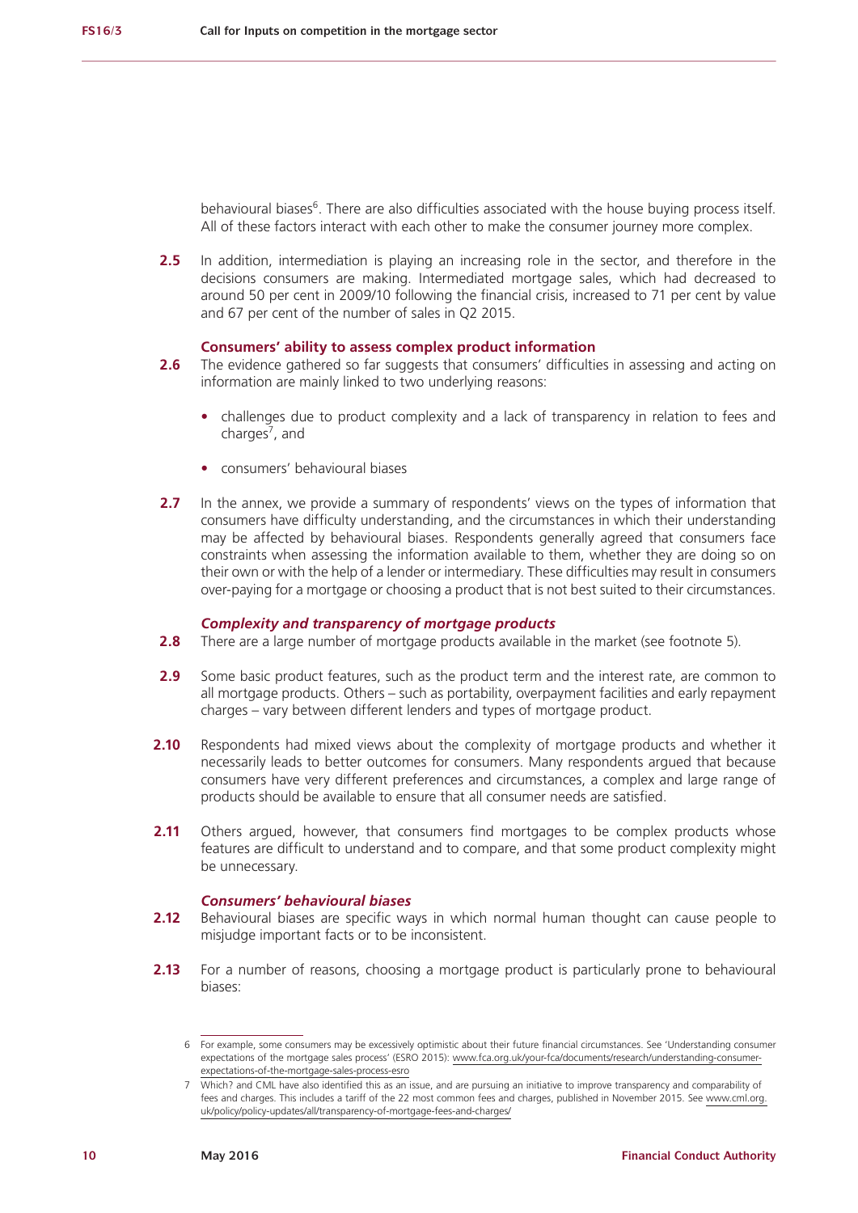behavioural biases[6]. There are also difficulties associated with the house buying process itself. All of these factors interact with each other to make the consumer journey more complex.

**2.5** In addition, intermediation is playing an increasing role in the sector, and therefore in the decisions consumers are making. Intermediated mortgage sales, which had decreased to around 50 per cent in 2009/10 following the financial crisis, increased to 71 per cent by value and 67 per cent of the number of sales in Q2 2015.

### Consumers' ability to assess complex product information

**2.6** The evidence gathered so far suggests that consumers' difficulties in assessing and acting on information are mainly linked to two underlying reasons:

- challenges due to product complexity and a lack of transparency in relation to fees and charges[7], and
- consumers' behavioural biases

**2.7** In the annex, we provide a summary of respondents' views on the types of information that consumers have difficulty understanding, and the circumstances in which their understanding may be affected by behavioural biases. Respondents generally agreed that consumers face constraints when assessing the information available to them, whether they are doing so on their own or with the help of a lender or intermediary. These difficulties may result in consumers over-paying for a mortgage or choosing a product that is not best suited to their circumstances.

#### *Complexity and transparency of mortgage products*

**2.8** There are a large number of mortgage products available in the market (see footnote 5).

**2.9** Some basic product features, such as the product term and the interest rate, are common to all mortgage products. Others – such as portability, overpayment facilities and early repayment charges – vary between different lenders and types of mortgage product.

**2.10** Respondents had mixed views about the complexity of mortgage products and whether it necessarily leads to better outcomes for consumers. Many respondents argued that because consumers have very different preferences and circumstances, a complex and large range of products should be available to ensure that all consumer needs are satisfied.

**2.11** Others argued, however, that consumers find mortgages to be complex products whose features are difficult to understand and to compare, and that some product complexity might be unnecessary.

#### *Consumers' behavioural biases*

**2.12** Behavioural biases are specific ways in which normal human thought can cause people to misjudge important facts or to be inconsistent.

**2.13** For a number of reasons, choosing a mortgage product is particularly prone to behavioural biases:

---

6 For example, some consumers may be excessively optimistic about their future financial circumstances. See 'Understanding consumer expectations of the mortgage sales process' (ESRO 2015): www.fca.org.uk/your-fca/documents/research/understanding-consumer-expectations-of-the-mortgage-sales-process-esro

7 Which? and CML have also identified this as an issue, and are pursuing an initiative to improve transparency and comparability of fees and charges. This includes a tariff of the 22 most common fees and charges, published in November 2015. See www.cml.org.uk/policy/policy-updates/all/transparency-of-mortgage-fees-and-charges/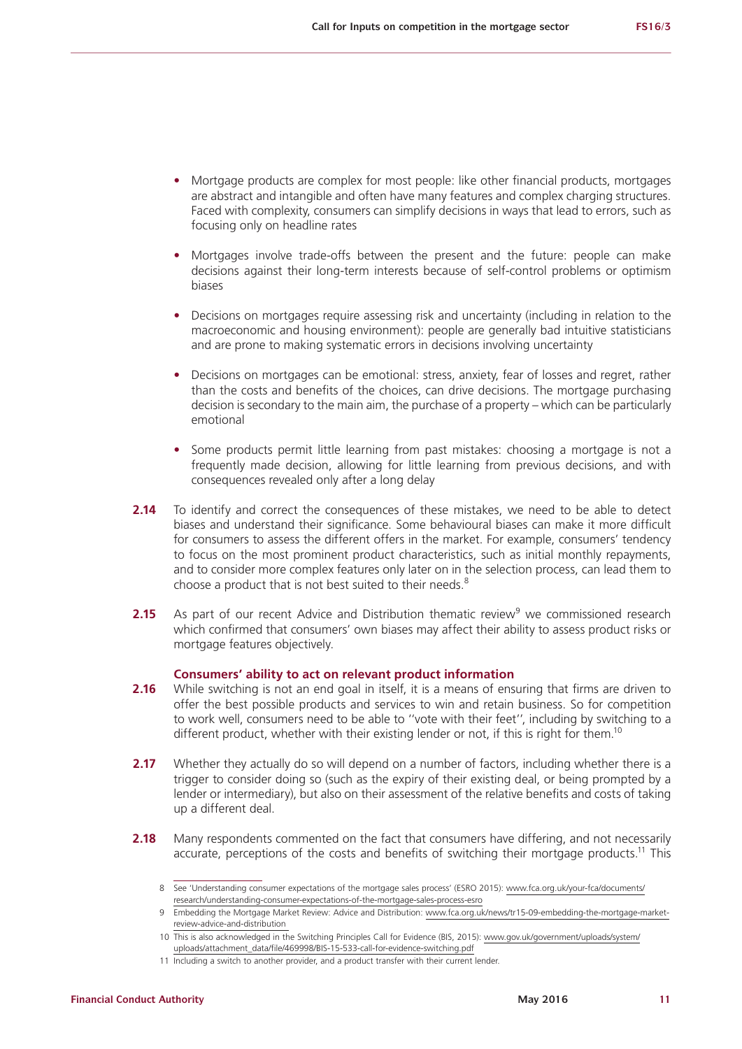- Mortgage products are complex for most people: like other financial products, mortgages are abstract and intangible and often have many features and complex charging structures. Faced with complexity, consumers can simplify decisions in ways that lead to errors, such as focusing only on headline rates

- Mortgages involve trade-offs between the present and the future: people can make decisions against their long-term interests because of self-control problems or optimism biases

- Decisions on mortgages require assessing risk and uncertainty (including in relation to the macroeconomic and housing environment): people are generally bad intuitive statisticians and are prone to making systematic errors in decisions involving uncertainty

- Decisions on mortgages can be emotional: stress, anxiety, fear of losses and regret, rather than the costs and benefits of the choices, can drive decisions. The mortgage purchasing decision is secondary to the main aim, the purchase of a property – which can be particularly emotional

- Some products permit little learning from past mistakes: choosing a mortgage is not a frequently made decision, allowing for little learning from previous decisions, and with consequences revealed only after a long delay

**2.14** To identify and correct the consequences of these mistakes, we need to be able to detect biases and understand their significance. Some behavioural biases can make it more difficult for consumers to assess the different offers in the market. For example, consumers' tendency to focus on the most prominent product characteristics, such as initial monthly repayments, and to consider more complex features only later on in the selection process, can lead them to choose a product that is not best suited to their needs.[8]

**2.15** As part of our recent Advice and Distribution thematic review[9] we commissioned research which confirmed that consumers' own biases may affect their ability to assess product risks or mortgage features objectively.

### Consumers' ability to act on relevant product information

**2.16** While switching is not an end goal in itself, it is a means of ensuring that firms are driven to offer the best possible products and services to win and retain business. So for competition to work well, consumers need to be able to ''vote with their feet'', including by switching to a different product, whether with their existing lender or not, if this is right for them.[10]

**2.17** Whether they actually do so will depend on a number of factors, including whether there is a trigger to consider doing so (such as the expiry of their existing deal, or being prompted by a lender or intermediary), but also on their assessment of the relative benefits and costs of taking up a different deal.

**2.18** Many respondents commented on the fact that consumers have differing, and not necessarily accurate, perceptions of the costs and benefits of switching their mortgage products.[11] This

---

8 See 'Understanding consumer expectations of the mortgage sales process' (ESRO 2015): www.fca.org.uk/your-fca/documents/research/understanding-consumer-expectations-of-the-mortgage-sales-process-esro

9 Embedding the Mortgage Market Review: Advice and Distribution: www.fca.org.uk/news/tr15-09-embedding-the-mortgage-market-review-advice-and-distribution

10 This is also acknowledged in the Switching Principles Call for Evidence (BIS, 2015): www.gov.uk/government/uploads/system/uploads/attachment_data/file/469998/BIS-15-533-call-for-evidence-switching.pdf

11 Including a switch to another provider, and a product transfer with their current lender.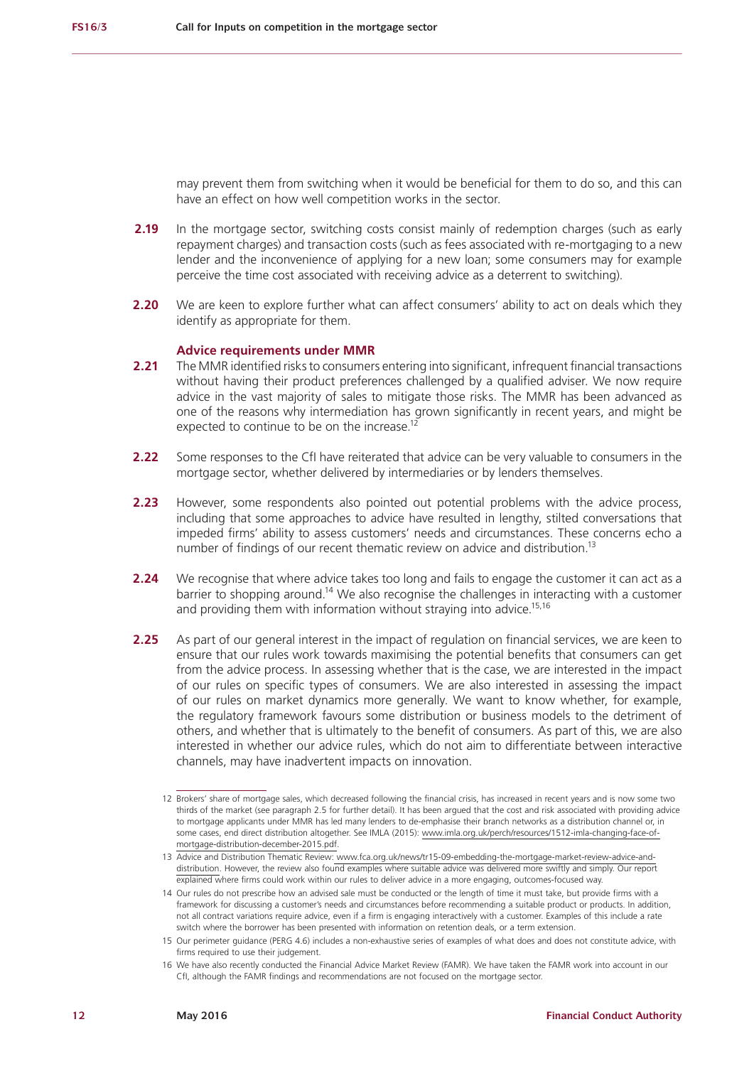may prevent them from switching when it would be beneficial for them to do so, and this can have an effect on how well competition works in the sector.

**2.19** In the mortgage sector, switching costs consist mainly of redemption charges (such as early repayment charges) and transaction costs (such as fees associated with re-mortgaging to a new lender and the inconvenience of applying for a new loan; some consumers may for example perceive the time cost associated with receiving advice as a deterrent to switching).

**2.20** We are keen to explore further what can affect consumers' ability to act on deals which they identify as appropriate for them.

### Advice requirements under MMR

**2.21** The MMR identified risks to consumers entering into significant, infrequent financial transactions without having their product preferences challenged by a qualified adviser. We now require advice in the vast majority of sales to mitigate those risks. The MMR has been advanced as one of the reasons why intermediation has grown significantly in recent years, and might be expected to continue to be on the increase.[12]

**2.22** Some responses to the CfI have reiterated that advice can be very valuable to consumers in the mortgage sector, whether delivered by intermediaries or by lenders themselves.

**2.23** However, some respondents also pointed out potential problems with the advice process, including that some approaches to advice have resulted in lengthy, stilted conversations that impeded firms' ability to assess customers' needs and circumstances. These concerns echo a number of findings of our recent thematic review on advice and distribution.[13]

**2.24** We recognise that where advice takes too long and fails to engage the customer it can act as a barrier to shopping around.[14] We also recognise the challenges in interacting with a customer and providing them with information without straying into advice.[15,16]

**2.25** As part of our general interest in the impact of regulation on financial services, we are keen to ensure that our rules work towards maximising the potential benefits that consumers can get from the advice process. In assessing whether that is the case, we are interested in the impact of our rules on specific types of consumers. We are also interested in assessing the impact of our rules on market dynamics more generally. We want to know whether, for example, the regulatory framework favours some distribution or business models to the detriment of others, and whether that is ultimately to the benefit of consumers. As part of this, we are also interested in whether our advice rules, which do not aim to differentiate between interactive channels, may have inadvertent impacts on innovation.

---

12 Brokers' share of mortgage sales, which decreased following the financial crisis, has increased in recent years and is now some two thirds of the market (see paragraph 2.5 for further detail). It has been argued that the cost and risk associated with providing advice to mortgage applicants under MMR has led many lenders to de-emphasise their branch networks as a distribution channel or, in some cases, end direct distribution altogether. See IMLA (2015): www.imla.org.uk/perch/resources/1512-imla-changing-face-of-mortgage-distribution-december-2015.pdf.

13 Advice and Distribution Thematic Review: www.fca.org.uk/news/tr15-09-embedding-the-mortgage-market-review-advice-and-distribution. However, the review also found examples where suitable advice was delivered more swiftly and simply. Our report explained where firms could work within our rules to deliver advice in a more engaging, outcomes-focused way.

14 Our rules do not prescribe how an advised sale must be conducted or the length of time it must take, but provide firms with a framework for discussing a customer's needs and circumstances before recommending a suitable product or products. In addition, not all contract variations require advice, even if a firm is engaging interactively with a customer. Examples of this include a rate switch where the borrower has been presented with information on retention deals, or a term extension.

15 Our perimeter guidance (PERG 4.6) includes a non-exhaustive series of examples of what does and does not constitute advice, with firms required to use their judgement.

16 We have also recently conducted the Financial Advice Market Review (FAMR). We have taken the FAMR work into account in our CfI, although the FAMR findings and recommendations are not focused on the mortgage sector.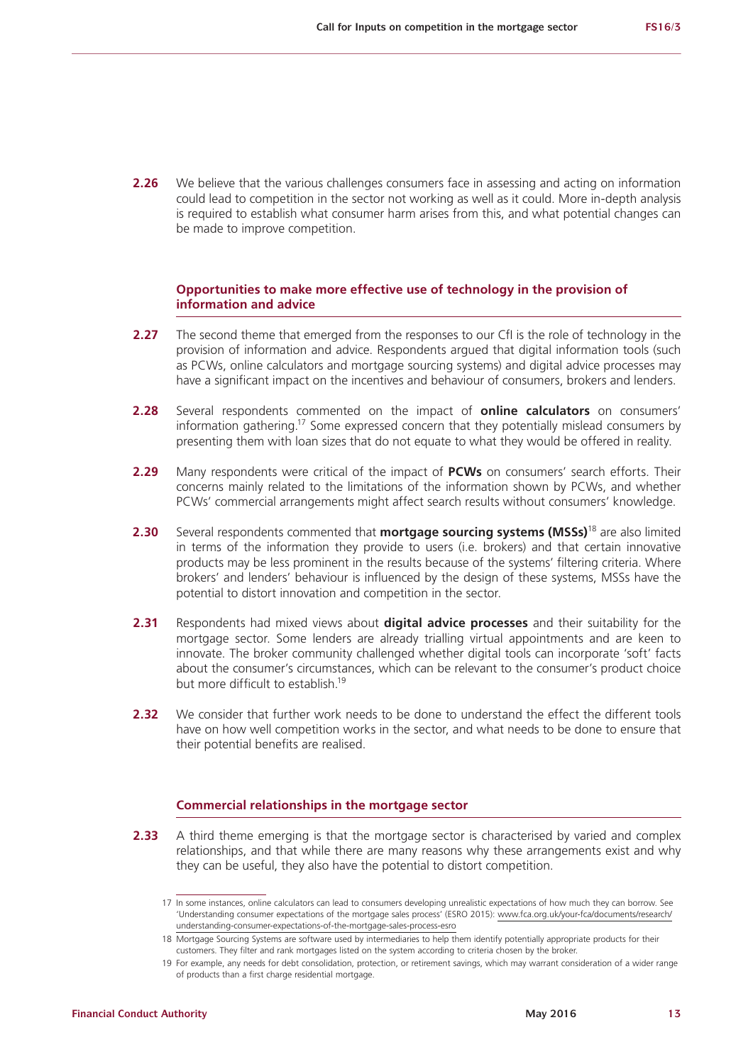**2.26** We believe that the various challenges consumers face in assessing and acting on information could lead to competition in the sector not working as well as it could. More in-depth analysis is required to establish what consumer harm arises from this, and what potential changes can be made to improve competition.

### Opportunities to make more effective use of technology in the provision of information and advice

**2.27** The second theme that emerged from the responses to our CfI is the role of technology in the provision of information and advice. Respondents argued that digital information tools (such as PCWs, online calculators and mortgage sourcing systems) and digital advice processes may have a significant impact on the incentives and behaviour of consumers, brokers and lenders.

**2.28** Several respondents commented on the impact of **online calculators** on consumers' information gathering.[17] Some expressed concern that they potentially mislead consumers by presenting them with loan sizes that do not equate to what they would be offered in reality.

**2.29** Many respondents were critical of the impact of **PCWs** on consumers' search efforts. Their concerns mainly related to the limitations of the information shown by PCWs, and whether PCWs' commercial arrangements might affect search results without consumers' knowledge.

**2.30** Several respondents commented that **mortgage sourcing systems (MSSs)**[18] are also limited in terms of the information they provide to users (i.e. brokers) and that certain innovative products may be less prominent in the results because of the systems' filtering criteria. Where brokers' and lenders' behaviour is influenced by the design of these systems, MSSs have the potential to distort innovation and competition in the sector.

**2.31** Respondents had mixed views about **digital advice processes** and their suitability for the mortgage sector. Some lenders are already trialling virtual appointments and are keen to innovate. The broker community challenged whether digital tools can incorporate 'soft' facts about the consumer's circumstances, which can be relevant to the consumer's product choice but more difficult to establish.[19]

**2.32** We consider that further work needs to be done to understand the effect the different tools have on how well competition works in the sector, and what needs to be done to ensure that their potential benefits are realised.

### Commercial relationships in the mortgage sector

**2.33** A third theme emerging is that the mortgage sector is characterised by varied and complex relationships, and that while there are many reasons why these arrangements exist and why they can be useful, they also have the potential to distort competition.

---

17 In some instances, online calculators can lead to consumers developing unrealistic expectations of how much they can borrow. See 'Understanding consumer expectations of the mortgage sales process' (ESRO 2015): www.fca.org.uk/your-fca/documents/research/understanding-consumer-expectations-of-the-mortgage-sales-process-esro

18 Mortgage Sourcing Systems are software used by intermediaries to help them identify potentially appropriate products for their customers. They filter and rank mortgages listed on the system according to criteria chosen by the broker.

19 For example, any needs for debt consolidation, protection, or retirement savings, which may warrant consideration of a wider range of products than a first charge residential mortgage.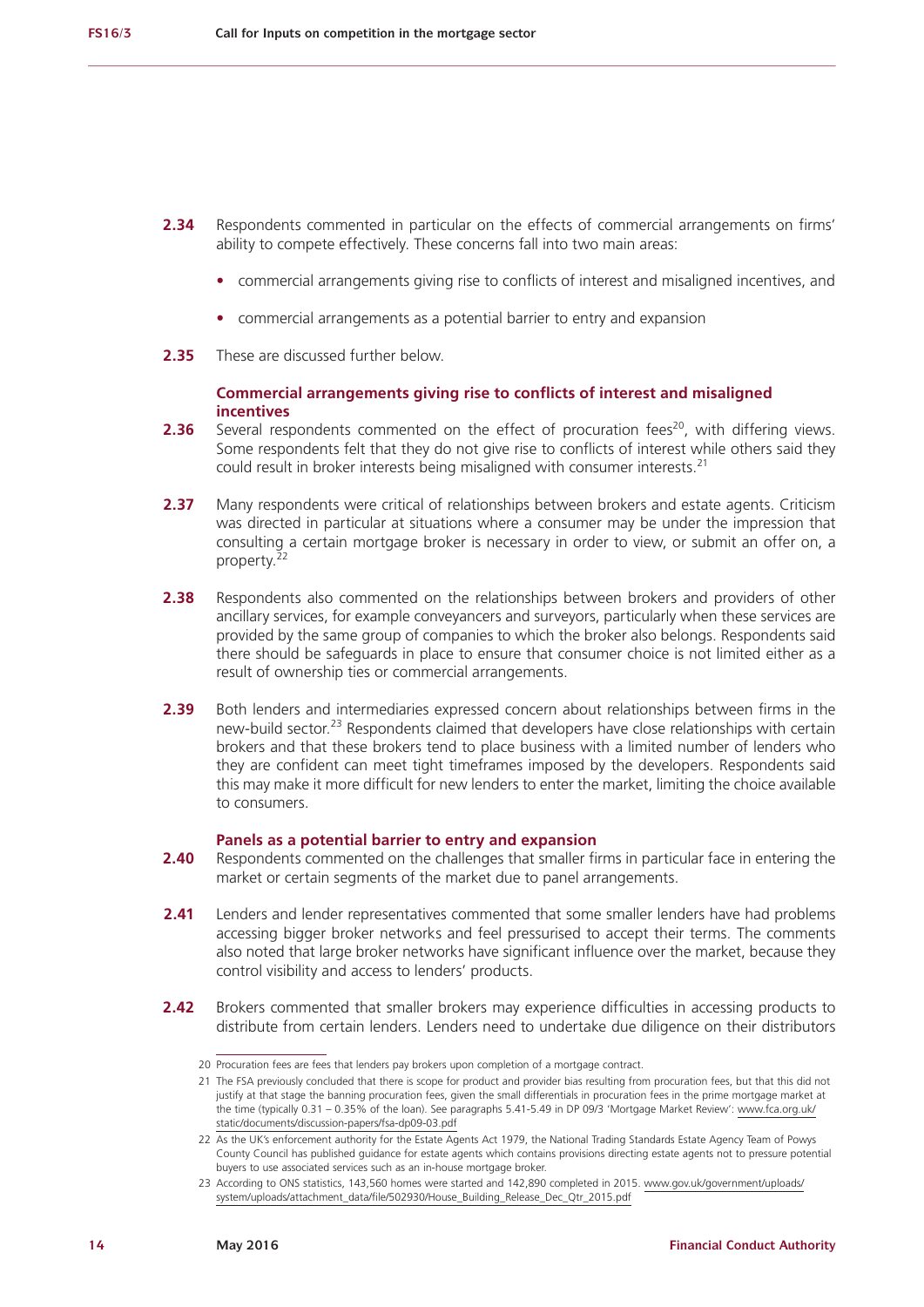**2.34** Respondents commented in particular on the effects of commercial arrangements on firms' ability to compete effectively. These concerns fall into two main areas:

- commercial arrangements giving rise to conflicts of interest and misaligned incentives, and
- commercial arrangements as a potential barrier to entry and expansion

**2.35** These are discussed further below.

### Commercial arrangements giving rise to conflicts of interest and misaligned incentives

**2.36** Several respondents commented on the effect of procuration fees[20], with differing views. Some respondents felt that they do not give rise to conflicts of interest while others said they could result in broker interests being misaligned with consumer interests.[21]

**2.37** Many respondents were critical of relationships between brokers and estate agents. Criticism was directed in particular at situations where a consumer may be under the impression that consulting a certain mortgage broker is necessary in order to view, or submit an offer on, a property.[22]

**2.38** Respondents also commented on the relationships between brokers and providers of other ancillary services, for example conveyancers and surveyors, particularly when these services are provided by the same group of companies to which the broker also belongs. Respondents said there should be safeguards in place to ensure that consumer choice is not limited either as a result of ownership ties or commercial arrangements.

**2.39** Both lenders and intermediaries expressed concern about relationships between firms in the new-build sector.[23] Respondents claimed that developers have close relationships with certain brokers and that these brokers tend to place business with a limited number of lenders who they are confident can meet tight timeframes imposed by the developers. Respondents said this may make it more difficult for new lenders to enter the market, limiting the choice available to consumers.

### Panels as a potential barrier to entry and expansion

**2.40** Respondents commented on the challenges that smaller firms in particular face in entering the market or certain segments of the market due to panel arrangements.

**2.41** Lenders and lender representatives commented that some smaller lenders have had problems accessing bigger broker networks and feel pressurised to accept their terms. The comments also noted that large broker networks have significant influence over the market, because they control visibility and access to lenders' products.

**2.42** Brokers commented that smaller brokers may experience difficulties in accessing products to distribute from certain lenders. Lenders need to undertake due diligence on their distributors

---

20 Procuration fees are fees that lenders pay brokers upon completion of a mortgage contract.

21 The FSA previously concluded that there is scope for product and provider bias resulting from procuration fees, but that this did not justify at that stage the banning procuration fees, given the small differentials in procuration fees in the prime mortgage market at the time (typically 0.31 – 0.35% of the loan). See paragraphs 5.41-5.49 in DP 09/3 'Mortgage Market Review': www.fca.org.uk/static/documents/discussion-papers/fsa-dp09-03.pdf

22 As the UK's enforcement authority for the Estate Agents Act 1979, the National Trading Standards Estate Agency Team of Powys County Council has published guidance for estate agents which contains provisions directing estate agents not to pressure potential buyers to use associated services such as an in-house mortgage broker.

23 According to ONS statistics, 143,560 homes were started and 142,890 completed in 2015. www.gov.uk/government/uploads/system/uploads/attachment_data/file/502930/House_Building_Release_Dec_Qtr_2015.pdf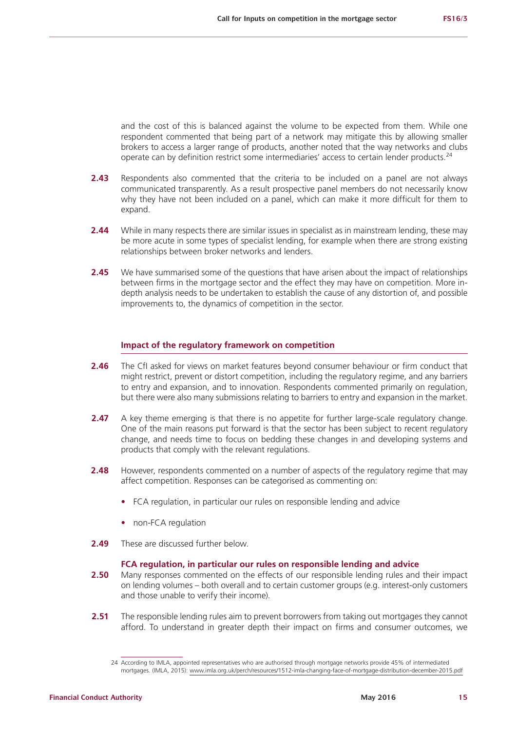and the cost of this is balanced against the volume to be expected from them. While one respondent commented that being part of a network may mitigate this by allowing smaller brokers to access a larger range of products, another noted that the way networks and clubs operate can by definition restrict some intermediaries' access to certain lender products.[24]

**2.43** Respondents also commented that the criteria to be included on a panel are not always communicated transparently. As a result prospective panel members do not necessarily know why they have not been included on a panel, which can make it more difficult for them to expand.

**2.44** While in many respects there are similar issues in specialist as in mainstream lending, these may be more acute in some types of specialist lending, for example when there are strong existing relationships between broker networks and lenders.

**2.45** We have summarised some of the questions that have arisen about the impact of relationships between firms in the mortgage sector and the effect they may have on competition. More in-depth analysis needs to be undertaken to establish the cause of any distortion of, and possible improvements to, the dynamics of competition in the sector.

## Impact of the regulatory framework on competition

**2.46** The CfI asked for views on market features beyond consumer behaviour or firm conduct that might restrict, prevent or distort competition, including the regulatory regime, and any barriers to entry and expansion, and to innovation. Respondents commented primarily on regulation, but there were also many submissions relating to barriers to entry and expansion in the market.

**2.47** A key theme emerging is that there is no appetite for further large-scale regulatory change. One of the main reasons put forward is that the sector has been subject to recent regulatory change, and needs time to focus on bedding these changes in and developing systems and products that comply with the relevant regulations.

**2.48** However, respondents commented on a number of aspects of the regulatory regime that may affect competition. Responses can be categorised as commenting on:

- FCA regulation, in particular our rules on responsible lending and advice
- non-FCA regulation

**2.49** These are discussed further below.

### FCA regulation, in particular our rules on responsible lending and advice

**2.50** Many responses commented on the effects of our responsible lending rules and their impact on lending volumes – both overall and to certain customer groups (e.g. interest-only customers and those unable to verify their income).

**2.51** The responsible lending rules aim to prevent borrowers from taking out mortgages they cannot afford. To understand in greater depth their impact on firms and consumer outcomes, we

24 According to IMLA, appointed representatives who are authorised through mortgage networks provide 45% of intermediated mortgages. (IMLA, 2015): www.imla.org.uk/perch/resources/1512-imla-changing-face-of-mortgage-distribution-december-2015.pdf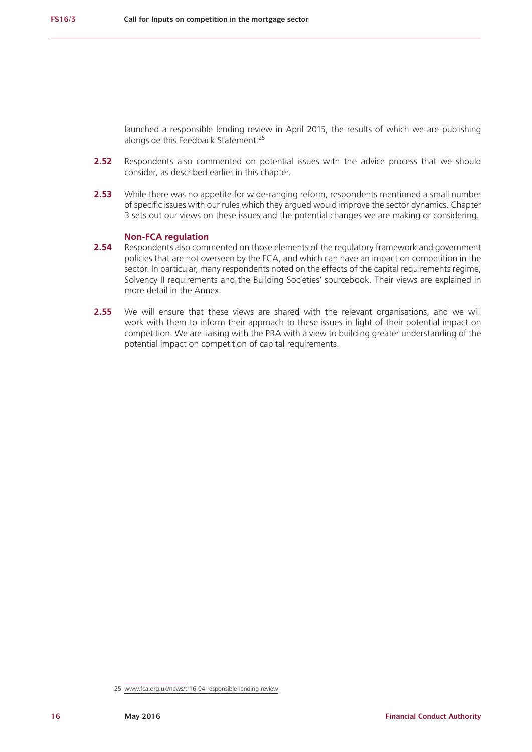launched a responsible lending review in April 2015, the results of which we are publishing alongside this Feedback Statement.[25]

**2.52** Respondents also commented on potential issues with the advice process that we should consider, as described earlier in this chapter.

**2.53** While there was no appetite for wide-ranging reform, respondents mentioned a small number of specific issues with our rules which they argued would improve the sector dynamics. Chapter 3 sets out our views on these issues and the potential changes we are making or considering.

### Non-FCA regulation

**2.54** Respondents also commented on those elements of the regulatory framework and government policies that are not overseen by the FCA, and which can have an impact on competition in the sector. In particular, many respondents noted on the effects of the capital requirements regime, Solvency II requirements and the Building Societies' sourcebook. Their views are explained in more detail in the Annex.

**2.55** We will ensure that these views are shared with the relevant organisations, and we will work with them to inform their approach to these issues in light of their potential impact on competition. We are liaising with the PRA with a view to building greater understanding of the potential impact on competition of capital requirements.

25 www.fca.org.uk/news/tr16-04-responsible-lending-review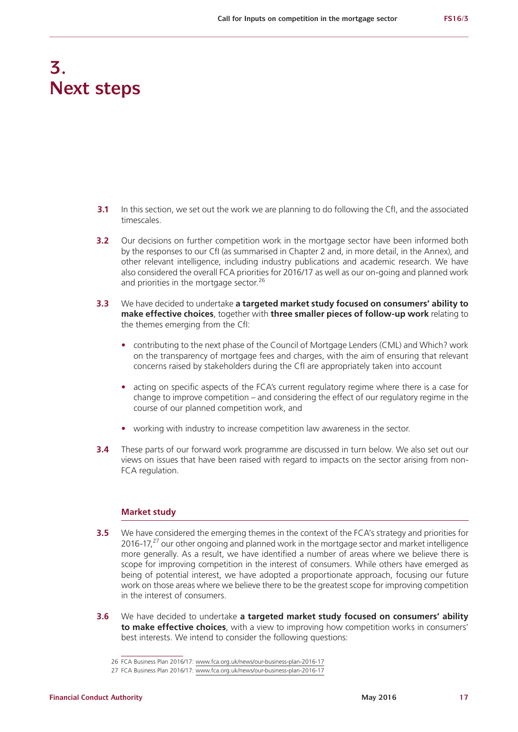# 3. Next steps

**3.1** In this section, we set out the work we are planning to do following the CfI, and the associated timescales.

**3.2** Our decisions on further competition work in the mortgage sector have been informed both by the responses to our CfI (as summarised in Chapter 2 and, in more detail, in the Annex), and other relevant intelligence, including industry publications and academic research. We have also considered the overall FCA priorities for 2016/17 as well as our on-going and planned work and priorities in the mortgage sector.[26]

**3.3** We have decided to undertake **a targeted market study focused on consumers' ability to make effective choices**, together with **three smaller pieces of follow-up work** relating to the themes emerging from the CfI:

- contributing to the next phase of the Council of Mortgage Lenders (CML) and Which? work on the transparency of mortgage fees and charges, with the aim of ensuring that relevant concerns raised by stakeholders during the CfI are appropriately taken into account
- acting on specific aspects of the FCA's current regulatory regime where there is a case for change to improve competition – and considering the effect of our regulatory regime in the course of our planned competition work, and
- working with industry to increase competition law awareness in the sector.

**3.4** These parts of our forward work programme are discussed in turn below. We also set out our views on issues that have been raised with regard to impacts on the sector arising from non-FCA regulation.

## Market study

**3.5** We have considered the emerging themes in the context of the FCA's strategy and priorities for 2016-17,[27] our other ongoing and planned work in the mortgage sector and market intelligence more generally. As a result, we have identified a number of areas where we believe there is scope for improving competition in the interest of consumers. While others have emerged as being of potential interest, we have adopted a proportionate approach, focusing our future work on those areas where we believe there to be the greatest scope for improving competition in the interest of consumers.

**3.6** We have decided to undertake **a targeted market study focused on consumers' ability to make effective choices**, with a view to improving how competition works in consumers' best interests. We intend to consider the following questions:

26 FCA Business Plan 2016/17: www.fca.org.uk/news/our-business-plan-2016-17

27 FCA Business Plan 2016/17: www.fca.org.uk/news/our-business-plan-2016-17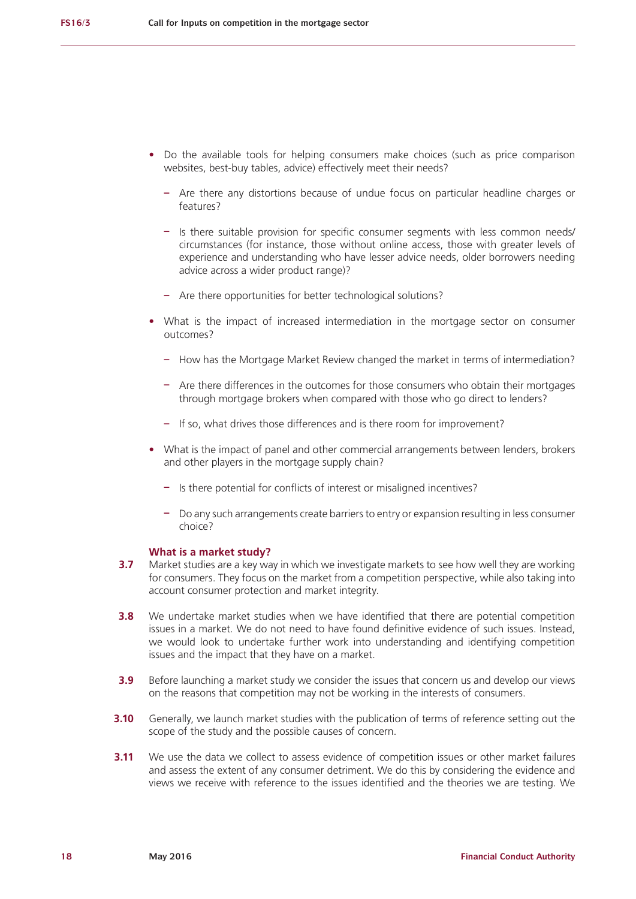- Do the available tools for helping consumers make choices (such as price comparison websites, best-buy tables, advice) effectively meet their needs?
  - Are there any distortions because of undue focus on particular headline charges or features?
  - Is there suitable provision for specific consumer segments with less common needs/ circumstances (for instance, those without online access, those with greater levels of experience and understanding who have lesser advice needs, older borrowers needing advice across a wider product range)?
  - Are there opportunities for better technological solutions?
- What is the impact of increased intermediation in the mortgage sector on consumer outcomes?
  - How has the Mortgage Market Review changed the market in terms of intermediation?
  - Are there differences in the outcomes for those consumers who obtain their mortgages through mortgage brokers when compared with those who go direct to lenders?
  - If so, what drives those differences and is there room for improvement?
- What is the impact of panel and other commercial arrangements between lenders, brokers and other players in the mortgage supply chain?
  - Is there potential for conflicts of interest or misaligned incentives?
  - Do any such arrangements create barriers to entry or expansion resulting in less consumer choice?

### What is a market study?

**3.7** Market studies are a key way in which we investigate markets to see how well they are working for consumers. They focus on the market from a competition perspective, while also taking into account consumer protection and market integrity.

**3.8** We undertake market studies when we have identified that there are potential competition issues in a market. We do not need to have found definitive evidence of such issues. Instead, we would look to undertake further work into understanding and identifying competition issues and the impact that they have on a market.

**3.9** Before launching a market study we consider the issues that concern us and develop our views on the reasons that competition may not be working in the interests of consumers.

**3.10** Generally, we launch market studies with the publication of terms of reference setting out the scope of the study and the possible causes of concern.

**3.11** We use the data we collect to assess evidence of competition issues or other market failures and assess the extent of any consumer detriment. We do this by considering the evidence and views we receive with reference to the issues identified and the theories we are testing. We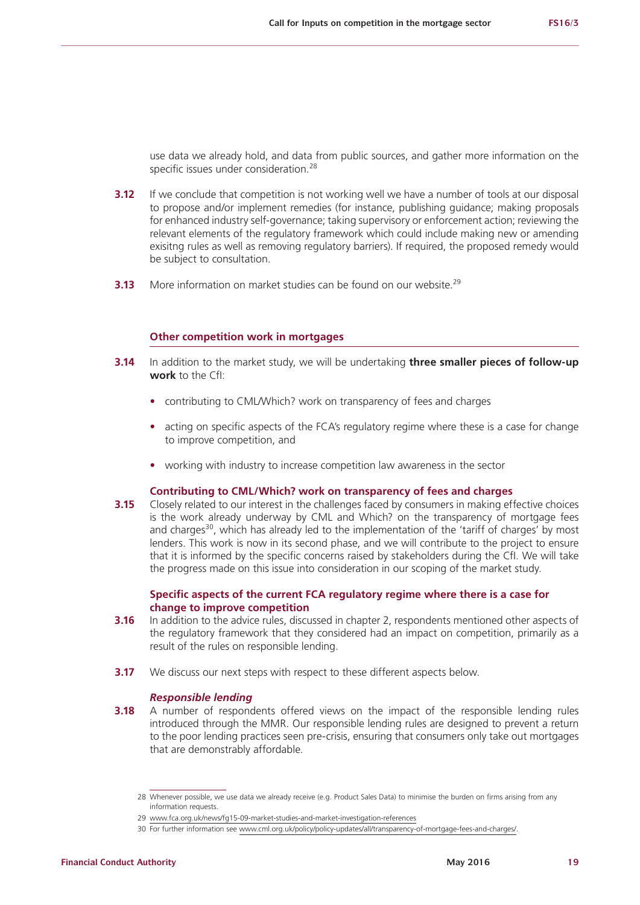use data we already hold, and data from public sources, and gather more information on the specific issues under consideration.[28]

**3.12** If we conclude that competition is not working well we have a number of tools at our disposal to propose and/or implement remedies (for instance, publishing guidance; making proposals for enhanced industry self-governance; taking supervisory or enforcement action; reviewing the relevant elements of the regulatory framework which could include making new or amending exisitng rules as well as removing regulatory barriers). If required, the proposed remedy would be subject to consultation.

**3.13** More information on market studies can be found on our website.[29]

### Other competition work in mortgages

**3.14** In addition to the market study, we will be undertaking **three smaller pieces of follow-up work** to the CfI:

- contributing to CML/Which? work on transparency of fees and charges
- acting on specific aspects of the FCA's regulatory regime where these is a case for change to improve competition, and
- working with industry to increase competition law awareness in the sector

#### Contributing to CML/Which? work on transparency of fees and charges

**3.15** Closely related to our interest in the challenges faced by consumers in making effective choices is the work already underway by CML and Which? on the transparency of mortgage fees and charges[30], which has already led to the implementation of the 'tariff of charges' by most lenders. This work is now in its second phase, and we will contribute to the project to ensure that it is informed by the specific concerns raised by stakeholders during the CfI. We will take the progress made on this issue into consideration in our scoping of the market study.

#### Specific aspects of the current FCA regulatory regime where there is a case for change to improve competition

**3.16** In addition to the advice rules, discussed in chapter 2, respondents mentioned other aspects of the regulatory framework that they considered had an impact on competition, primarily as a result of the rules on responsible lending.

**3.17** We discuss our next steps with respect to these different aspects below.

##### *Responsible lending*

**3.18** A number of respondents offered views on the impact of the responsible lending rules introduced through the MMR. Our responsible lending rules are designed to prevent a return to the poor lending practices seen pre-crisis, ensuring that consumers only take out mortgages that are demonstrably affordable.

---

28 Whenever possible, we use data we already receive (e.g. Product Sales Data) to minimise the burden on firms arising from any information requests.

29 www.fca.org.uk/news/fg15-09-market-studies-and-market-investigation-references

30 For further information see www.cml.org.uk/policy/policy-updates/all/transparency-of-mortgage-fees-and-charges/.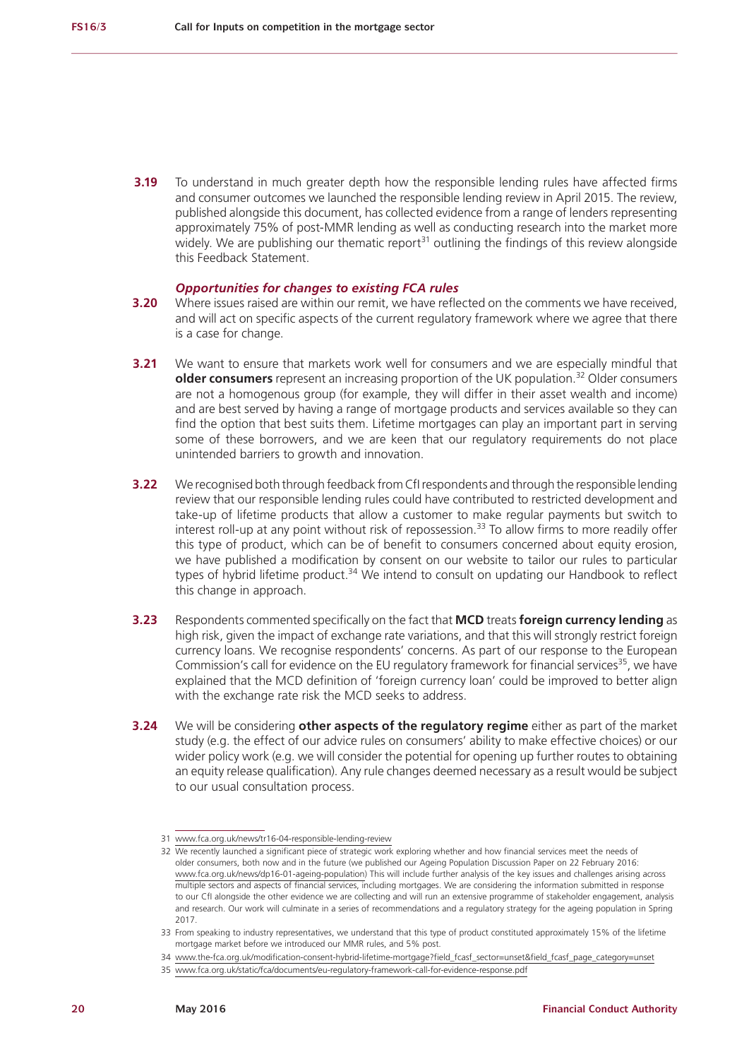**3.19** To understand in much greater depth how the responsible lending rules have affected firms and consumer outcomes we launched the responsible lending review in April 2015. The review, published alongside this document, has collected evidence from a range of lenders representing approximately 75% of post-MMR lending as well as conducting research into the market more widely. We are publishing our thematic report[31] outlining the findings of this review alongside this Feedback Statement.

### *Opportunities for changes to existing FCA rules*

**3.20** Where issues raised are within our remit, we have reflected on the comments we have received, and will act on specific aspects of the current regulatory framework where we agree that there is a case for change.

**3.21** We want to ensure that markets work well for consumers and we are especially mindful that **older consumers** represent an increasing proportion of the UK population.[32] Older consumers are not a homogenous group (for example, they will differ in their asset wealth and income) and are best served by having a range of mortgage products and services available so they can find the option that best suits them. Lifetime mortgages can play an important part in serving some of these borrowers, and we are keen that our regulatory requirements do not place unintended barriers to growth and innovation.

**3.22** We recognised both through feedback from CfI respondents and through the responsible lending review that our responsible lending rules could have contributed to restricted development and take-up of lifetime products that allow a customer to make regular payments but switch to interest roll-up at any point without risk of repossession.[33] To allow firms to more readily offer this type of product, which can be of benefit to consumers concerned about equity erosion, we have published a modification by consent on our website to tailor our rules to particular types of hybrid lifetime product.[34] We intend to consult on updating our Handbook to reflect this change in approach.

**3.23** Respondents commented specifically on the fact that **MCD** treats **foreign currency lending** as high risk, given the impact of exchange rate variations, and that this will strongly restrict foreign currency loans. We recognise respondents' concerns. As part of our response to the European Commission's call for evidence on the EU regulatory framework for financial services[35], we have explained that the MCD definition of 'foreign currency loan' could be improved to better align with the exchange rate risk the MCD seeks to address.

**3.24** We will be considering **other aspects of the regulatory regime** either as part of the market study (e.g. the effect of our advice rules on consumers' ability to make effective choices) or our wider policy work (e.g. we will consider the potential for opening up further routes to obtaining an equity release qualification). Any rule changes deemed necessary as a result would be subject to our usual consultation process.

---

31 www.fca.org.uk/news/tr16-04-responsible-lending-review

32 We recently launched a significant piece of strategic work exploring whether and how financial services meet the needs of older consumers, both now and in the future (we published our Ageing Population Discussion Paper on 22 February 2016: www.fca.org.uk/news/dp16-01-ageing-population) This will include further analysis of the key issues and challenges arising across multiple sectors and aspects of financial services, including mortgages. We are considering the information submitted in response to our CfI alongside the other evidence we are collecting and will run an extensive programme of stakeholder engagement, analysis and research. Our work will culminate in a series of recommendations and a regulatory strategy for the ageing population in Spring 2017.

33 From speaking to industry representatives, we understand that this type of product constituted approximately 15% of the lifetime mortgage market before we introduced our MMR rules, and 5% post.

34 www.the-fca.org.uk/modification-consent-hybrid-lifetime-mortgage?field_fcasf_sector=unset&field_fcasf_page_category=unset

35 www.fca.org.uk/static/fca/documents/eu-regulatory-framework-call-for-evidence-response.pdf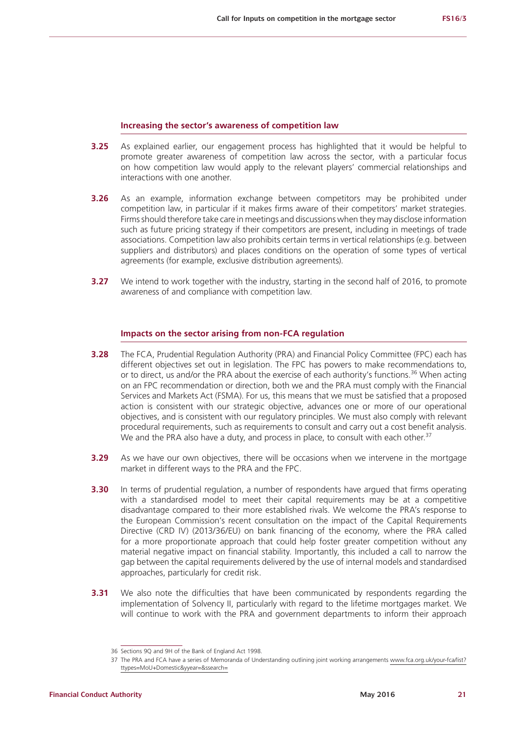### Increasing the sector's awareness of competition law

**3.25** As explained earlier, our engagement process has highlighted that it would be helpful to promote greater awareness of competition law across the sector, with a particular focus on how competition law would apply to the relevant players' commercial relationships and interactions with one another.

**3.26** As an example, information exchange between competitors may be prohibited under competition law, in particular if it makes firms aware of their competitors' market strategies. Firms should therefore take care in meetings and discussions when they may disclose information such as future pricing strategy if their competitors are present, including in meetings of trade associations. Competition law also prohibits certain terms in vertical relationships (e.g. between suppliers and distributors) and places conditions on the operation of some types of vertical agreements (for example, exclusive distribution agreements).

**3.27** We intend to work together with the industry, starting in the second half of 2016, to promote awareness of and compliance with competition law.

### Impacts on the sector arising from non-FCA regulation

**3.28** The FCA, Prudential Regulation Authority (PRA) and Financial Policy Committee (FPC) each has different objectives set out in legislation. The FPC has powers to make recommendations to, or to direct, us and/or the PRA about the exercise of each authority's functions.[36] When acting on an FPC recommendation or direction, both we and the PRA must comply with the Financial Services and Markets Act (FSMA). For us, this means that we must be satisfied that a proposed action is consistent with our strategic objective, advances one or more of our operational objectives, and is consistent with our regulatory principles. We must also comply with relevant procedural requirements, such as requirements to consult and carry out a cost benefit analysis. We and the PRA also have a duty, and process in place, to consult with each other.[37]

**3.29** As we have our own objectives, there will be occasions when we intervene in the mortgage market in different ways to the PRA and the FPC.

**3.30** In terms of prudential regulation, a number of respondents have argued that firms operating with a standardised model to meet their capital requirements may be at a competitive disadvantage compared to their more established rivals. We welcome the PRA's response to the European Commission's recent consultation on the impact of the Capital Requirements Directive (CRD IV) (2013/36/EU) on bank financing of the economy, where the PRA called for a more proportionate approach that could help foster greater competition without any material negative impact on financial stability. Importantly, this included a call to narrow the gap between the capital requirements delivered by the use of internal models and standardised approaches, particularly for credit risk.

**3.31** We also note the difficulties that have been communicated by respondents regarding the implementation of Solvency II, particularly with regard to the lifetime mortgages market. We will continue to work with the PRA and government departments to inform their approach

---

36 Sections 9Q and 9H of the Bank of England Act 1998.

37 The PRA and FCA have a series of Memoranda of Understanding outlining joint working arrangements www.fca.org.uk/your-fca/list?ttypes=MoU+Domestic&yyear=&ssearch=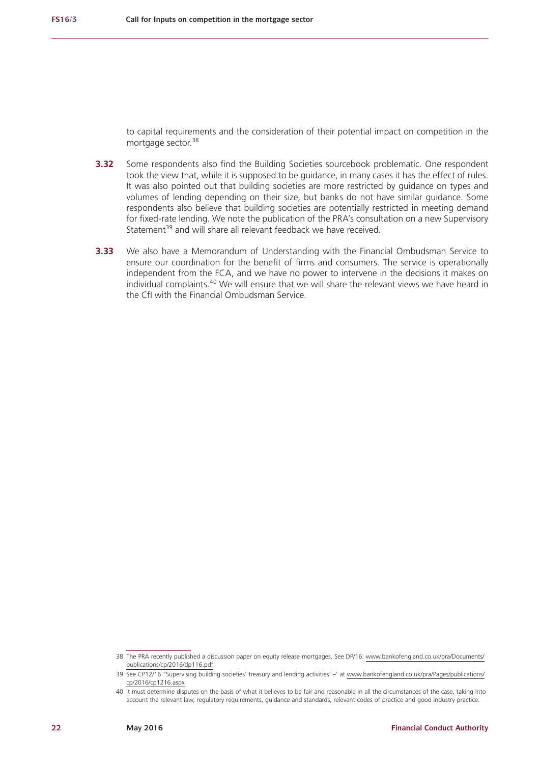to capital requirements and the consideration of their potential impact on competition in the mortgage sector.[38]

**3.32** Some respondents also find the Building Societies sourcebook problematic. One respondent took the view that, while it is supposed to be guidance, in many cases it has the effect of rules. It was also pointed out that building societies are more restricted by guidance on types and volumes of lending depending on their size, but banks do not have similar guidance. Some respondents also believe that building societies are potentially restricted in meeting demand for fixed-rate lending. We note the publication of the PRA's consultation on a new Supervisory Statement[39] and will share all relevant feedback we have received.

**3.33** We also have a Memorandum of Understanding with the Financial Ombudsman Service to ensure our coordination for the benefit of firms and consumers. The service is operationally independent from the FCA, and we have no power to intervene in the decisions it makes on individual complaints.[40] We will ensure that we will share the relevant views we have heard in the CfI with the Financial Ombudsman Service.

---

38 The PRA recently published a discussion paper on equity release mortgages. See DP/16: www.bankofengland.co.uk/pra/Documents/publications/cp/2016/dp116.pdf

39 See CP12/16 "Supervising building societies' treasury and lending activities' –' at www.bankofengland.co.uk/pra/Pages/publications/cp/2016/cp1216.aspx

40 It must determine disputes on the basis of what it believes to be fair and reasonable in all the circumstances of the case, taking into account the relevant law, regulatory requirements, guidance and standards, relevant codes of practice and good industry practice.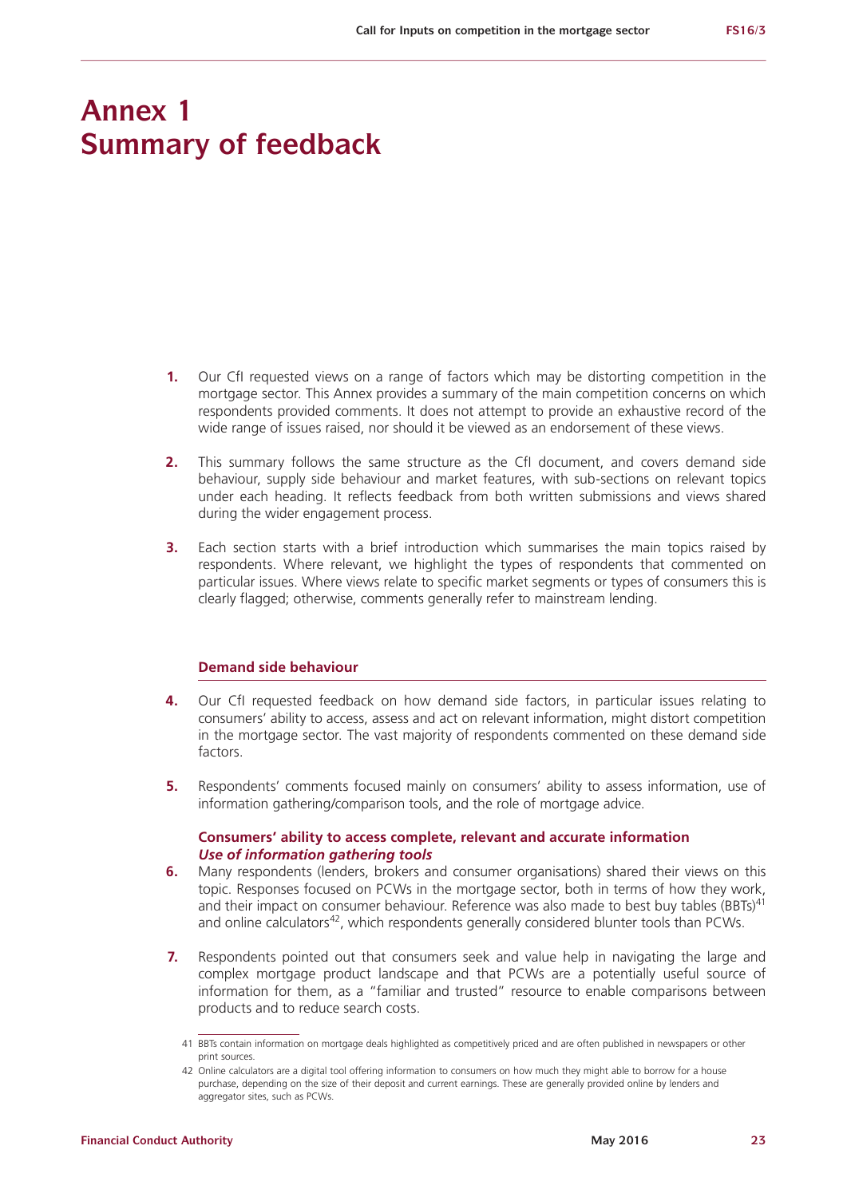# Annex 1
# Summary of feedback

1. Our CfI requested views on a range of factors which may be distorting competition in the mortgage sector. This Annex provides a summary of the main competition concerns on which respondents provided comments. It does not attempt to provide an exhaustive record of the wide range of issues raised, nor should it be viewed as an endorsement of these views.

2. This summary follows the same structure as the CfI document, and covers demand side behaviour, supply side behaviour and market features, with sub-sections on relevant topics under each heading. It reflects feedback from both written submissions and views shared during the wider engagement process.

3. Each section starts with a brief introduction which summarises the main topics raised by respondents. Where relevant, we highlight the types of respondents that commented on particular issues. Where views relate to specific market segments or types of consumers this is clearly flagged; otherwise, comments generally refer to mainstream lending.

## Demand side behaviour

4. Our CfI requested feedback on how demand side factors, in particular issues relating to consumers' ability to access, assess and act on relevant information, might distort competition in the mortgage sector. The vast majority of respondents commented on these demand side factors.

5. Respondents' comments focused mainly on consumers' ability to assess information, use of information gathering/comparison tools, and the role of mortgage advice.

### Consumers' ability to access complete, relevant and accurate information

***Use of information gathering tools***

6. Many respondents (lenders, brokers and consumer organisations) shared their views on this topic. Responses focused on PCWs in the mortgage sector, both in terms of how they work, and their impact on consumer behaviour. Reference was also made to best buy tables (BBTs)[41] and online calculators[42], which respondents generally considered blunter tools than PCWs.

7. Respondents pointed out that consumers seek and value help in navigating the large and complex mortgage product landscape and that PCWs are a potentially useful source of information for them, as a "familiar and trusted" resource to enable comparisons between products and to reduce search costs.

41 BBTs contain information on mortgage deals highlighted as competitively priced and are often published in newspapers or other print sources.

42 Online calculators are a digital tool offering information to consumers on how much they might able to borrow for a house purchase, depending on the size of their deposit and current earnings. These are generally provided online by lenders and aggregator sites, such as PCWs.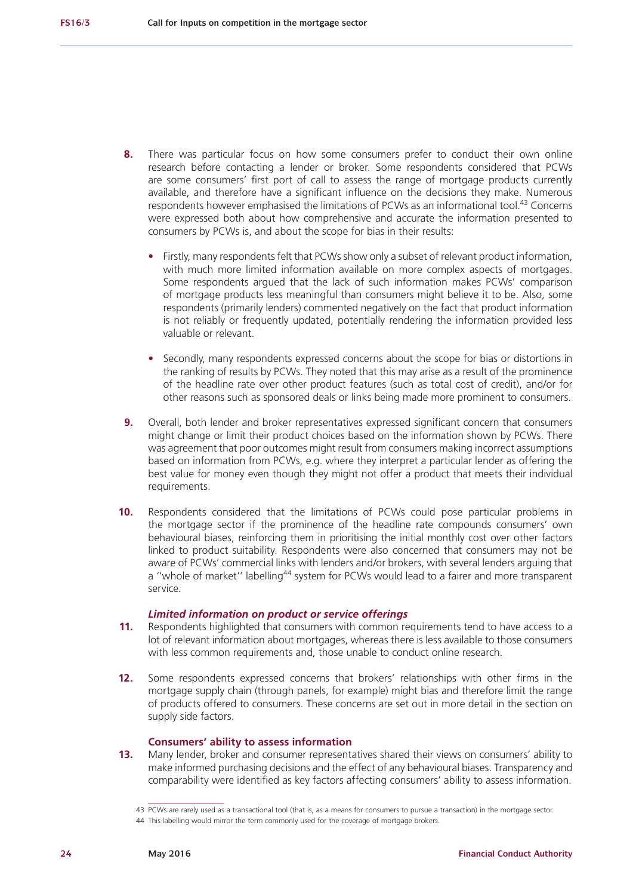**8.** There was particular focus on how some consumers prefer to conduct their own online research before contacting a lender or broker. Some respondents considered that PCWs are some consumers' first port of call to assess the range of mortgage products currently available, and therefore have a significant influence on the decisions they make. Numerous respondents however emphasised the limitations of PCWs as an informational tool.[43] Concerns were expressed both about how comprehensive and accurate the information presented to consumers by PCWs is, and about the scope for bias in their results:

- Firstly, many respondents felt that PCWs show only a subset of relevant product information, with much more limited information available on more complex aspects of mortgages. Some respondents argued that the lack of such information makes PCWs' comparison of mortgage products less meaningful than consumers might believe it to be. Also, some respondents (primarily lenders) commented negatively on the fact that product information is not reliably or frequently updated, potentially rendering the information provided less valuable or relevant.

- Secondly, many respondents expressed concerns about the scope for bias or distortions in the ranking of results by PCWs. They noted that this may arise as a result of the prominence of the headline rate over other product features (such as total cost of credit), and/or for other reasons such as sponsored deals or links being made more prominent to consumers.

**9.** Overall, both lender and broker representatives expressed significant concern that consumers might change or limit their product choices based on the information shown by PCWs. There was agreement that poor outcomes might result from consumers making incorrect assumptions based on information from PCWs, e.g. where they interpret a particular lender as offering the best value for money even though they might not offer a product that meets their individual requirements.

**10.** Respondents considered that the limitations of PCWs could pose particular problems in the mortgage sector if the prominence of the headline rate compounds consumers' own behavioural biases, reinforcing them in prioritising the initial monthly cost over other factors linked to product suitability. Respondents were also concerned that consumers may not be aware of PCWs' commercial links with lenders and/or brokers, with several lenders arguing that a ''whole of market'' labelling[44] system for PCWs would lead to a fairer and more transparent service.

### *Limited information on product or service offerings*

**11.** Respondents highlighted that consumers with common requirements tend to have access to a lot of relevant information about mortgages, whereas there is less available to those consumers with less common requirements and, those unable to conduct online research.

**12.** Some respondents expressed concerns that brokers' relationships with other firms in the mortgage supply chain (through panels, for example) might bias and therefore limit the range of products offered to consumers. These concerns are set out in more detail in the section on supply side factors.

### Consumers' ability to assess information

**13.** Many lender, broker and consumer representatives shared their views on consumers' ability to make informed purchasing decisions and the effect of any behavioural biases. Transparency and comparability were identified as key factors affecting consumers' ability to assess information.

---

43 PCWs are rarely used as a transactional tool (that is, as a means for consumers to pursue a transaction) in the mortgage sector.

44 This labelling would mirror the term commonly used for the coverage of mortgage brokers.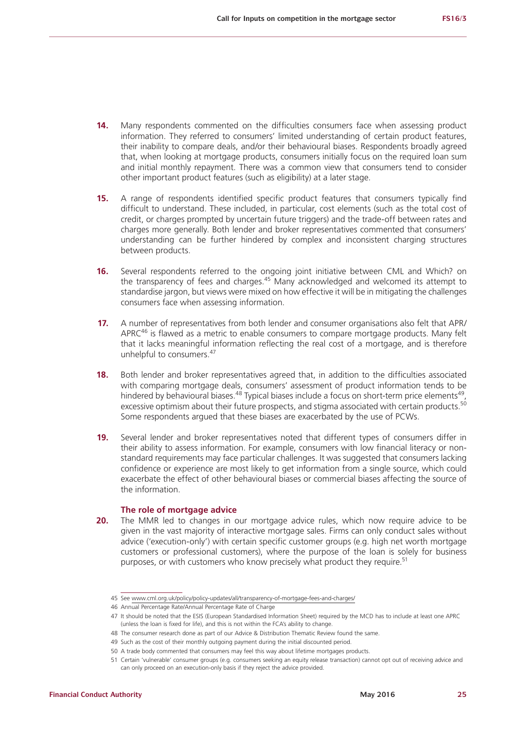**14.** Many respondents commented on the difficulties consumers face when assessing product information. They referred to consumers' limited understanding of certain product features, their inability to compare deals, and/or their behavioural biases. Respondents broadly agreed that, when looking at mortgage products, consumers initially focus on the required loan sum and initial monthly repayment. There was a common view that consumers tend to consider other important product features (such as eligibility) at a later stage.

**15.** A range of respondents identified specific product features that consumers typically find difficult to understand. These included, in particular, cost elements (such as the total cost of credit, or charges prompted by uncertain future triggers) and the trade-off between rates and charges more generally. Both lender and broker representatives commented that consumers' understanding can be further hindered by complex and inconsistent charging structures between products.

**16.** Several respondents referred to the ongoing joint initiative between CML and Which? on the transparency of fees and charges.[45] Many acknowledged and welcomed its attempt to standardise jargon, but views were mixed on how effective it will be in mitigating the challenges consumers face when assessing information.

**17.** A number of representatives from both lender and consumer organisations also felt that APR/APRC[46] is flawed as a metric to enable consumers to compare mortgage products. Many felt that it lacks meaningful information reflecting the real cost of a mortgage, and is therefore unhelpful to consumers.[47]

**18.** Both lender and broker representatives agreed that, in addition to the difficulties associated with comparing mortgage deals, consumers' assessment of product information tends to be hindered by behavioural biases.[48] Typical biases include a focus on short-term price elements[49], excessive optimism about their future prospects, and stigma associated with certain products.[50] Some respondents argued that these biases are exacerbated by the use of PCWs.

**19.** Several lender and broker representatives noted that different types of consumers differ in their ability to assess information. For example, consumers with low financial literacy or non-standard requirements may face particular challenges. It was suggested that consumers lacking confidence or experience are most likely to get information from a single source, which could exacerbate the effect of other behavioural biases or commercial biases affecting the source of the information.

### The role of mortgage advice

**20.** The MMR led to changes in our mortgage advice rules, which now require advice to be given in the vast majority of interactive mortgage sales. Firms can only conduct sales without advice ('execution-only') with certain specific customer groups (e.g. high net worth mortgage customers or professional customers), where the purpose of the loan is solely for business purposes, or with customers who know precisely what product they require.[51]

---

45 See www.cml.org.uk/policy/policy-updates/all/transparency-of-mortgage-fees-and-charges/

46 Annual Percentage Rate/Annual Percentage Rate of Charge

47 It should be noted that the ESIS (European Standardised Information Sheet) required by the MCD has to include at least one APRC (unless the loan is fixed for life), and this is not within the FCA's ability to change.

48 The consumer research done as part of our Advice & Distribution Thematic Review found the same.

49 Such as the cost of their monthly outgoing payment during the initial discounted period.

50 A trade body commented that consumers may feel this way about lifetime mortgages products.

51 Certain 'vulnerable' consumer groups (e.g. consumers seeking an equity release transaction) cannot opt out of receiving advice and can only proceed on an execution-only basis if they reject the advice provided.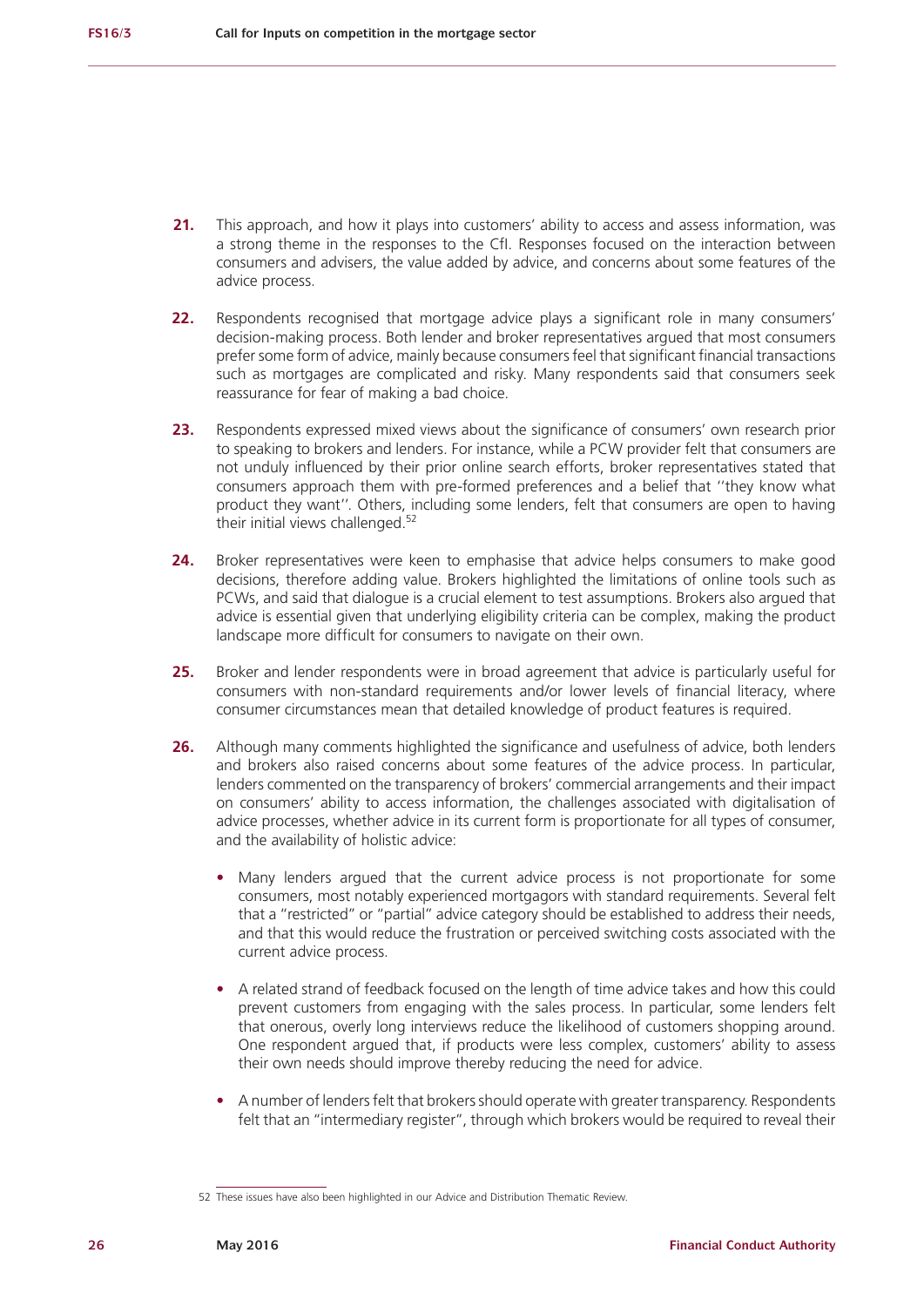21. This approach, and how it plays into customers' ability to access and assess information, was a strong theme in the responses to the CfI. Responses focused on the interaction between consumers and advisers, the value added by advice, and concerns about some features of the advice process.

22. Respondents recognised that mortgage advice plays a significant role in many consumers' decision-making process. Both lender and broker representatives argued that most consumers prefer some form of advice, mainly because consumers feel that significant financial transactions such as mortgages are complicated and risky. Many respondents said that consumers seek reassurance for fear of making a bad choice.

23. Respondents expressed mixed views about the significance of consumers' own research prior to speaking to brokers and lenders. For instance, while a PCW provider felt that consumers are not unduly influenced by their prior online search efforts, broker representatives stated that consumers approach them with pre-formed preferences and a belief that ''they know what product they want''. Others, including some lenders, felt that consumers are open to having their initial views challenged.[52]

24. Broker representatives were keen to emphasise that advice helps consumers to make good decisions, therefore adding value. Brokers highlighted the limitations of online tools such as PCWs, and said that dialogue is a crucial element to test assumptions. Brokers also argued that advice is essential given that underlying eligibility criteria can be complex, making the product landscape more difficult for consumers to navigate on their own.

25. Broker and lender respondents were in broad agreement that advice is particularly useful for consumers with non-standard requirements and/or lower levels of financial literacy, where consumer circumstances mean that detailed knowledge of product features is required.

26. Although many comments highlighted the significance and usefulness of advice, both lenders and brokers also raised concerns about some features of the advice process. In particular, lenders commented on the transparency of brokers' commercial arrangements and their impact on consumers' ability to access information, the challenges associated with digitalisation of advice processes, whether advice in its current form is proportionate for all types of consumer, and the availability of holistic advice:

- Many lenders argued that the current advice process is not proportionate for some consumers, most notably experienced mortgagors with standard requirements. Several felt that a "restricted" or "partial" advice category should be established to address their needs, and that this would reduce the frustration or perceived switching costs associated with the current advice process.

- A related strand of feedback focused on the length of time advice takes and how this could prevent customers from engaging with the sales process. In particular, some lenders felt that onerous, overly long interviews reduce the likelihood of customers shopping around. One respondent argued that, if products were less complex, customers' ability to assess their own needs should improve thereby reducing the need for advice.

- A number of lenders felt that brokers should operate with greater transparency. Respondents felt that an "intermediary register", through which brokers would be required to reveal their

52 These issues have also been highlighted in our Advice and Distribution Thematic Review.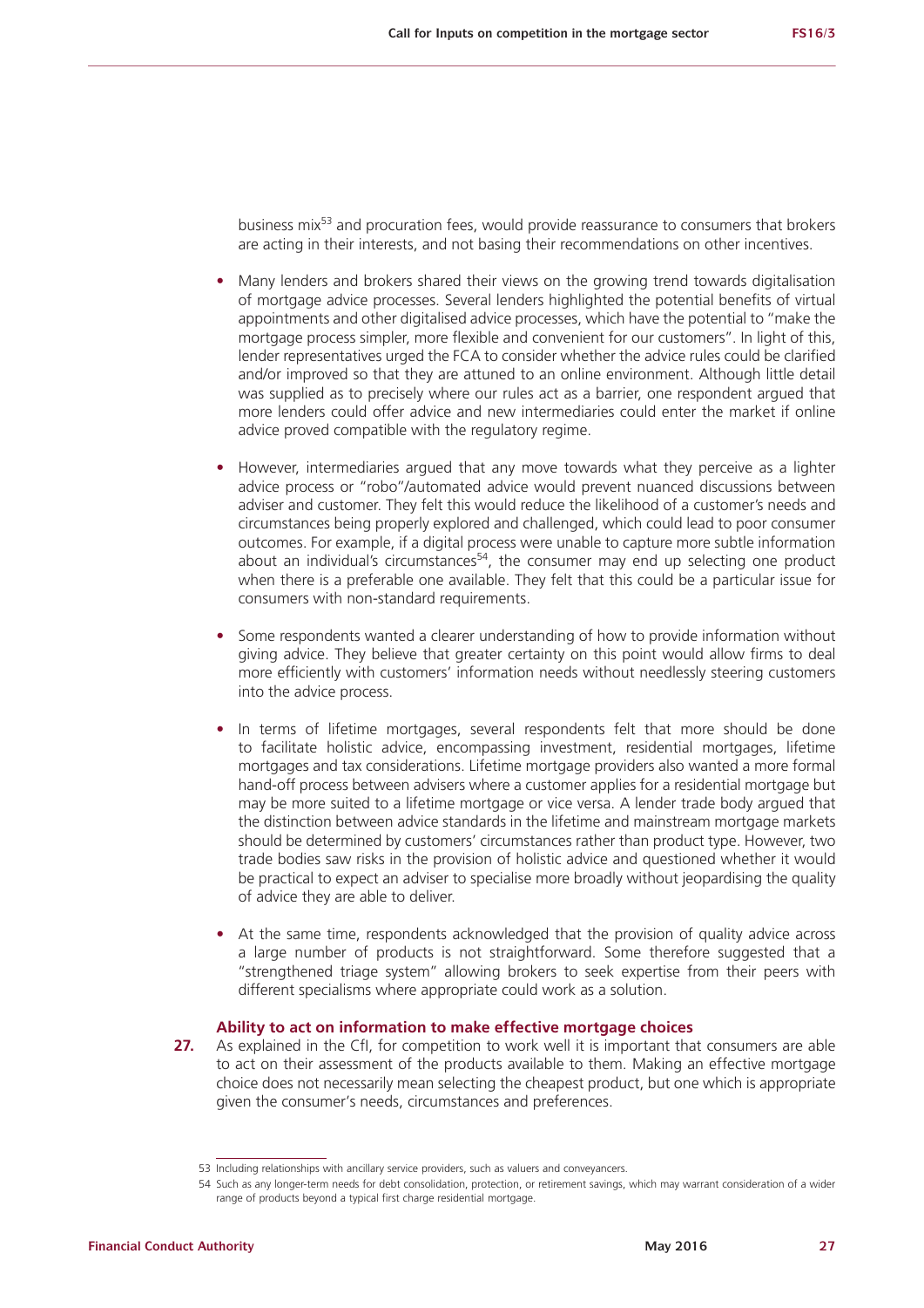business mix[53] and procuration fees, would provide reassurance to consumers that brokers are acting in their interests, and not basing their recommendations on other incentives.

- Many lenders and brokers shared their views on the growing trend towards digitalisation of mortgage advice processes. Several lenders highlighted the potential benefits of virtual appointments and other digitalised advice processes, which have the potential to "make the mortgage process simpler, more flexible and convenient for our customers". In light of this, lender representatives urged the FCA to consider whether the advice rules could be clarified and/or improved so that they are attuned to an online environment. Although little detail was supplied as to precisely where our rules act as a barrier, one respondent argued that more lenders could offer advice and new intermediaries could enter the market if online advice proved compatible with the regulatory regime.

- However, intermediaries argued that any move towards what they perceive as a lighter advice process or "robo"/automated advice would prevent nuanced discussions between adviser and customer. They felt this would reduce the likelihood of a customer's needs and circumstances being properly explored and challenged, which could lead to poor consumer outcomes. For example, if a digital process were unable to capture more subtle information about an individual's circumstances[54], the consumer may end up selecting one product when there is a preferable one available. They felt that this could be a particular issue for consumers with non-standard requirements.

- Some respondents wanted a clearer understanding of how to provide information without giving advice. They believe that greater certainty on this point would allow firms to deal more efficiently with customers' information needs without needlessly steering customers into the advice process.

- In terms of lifetime mortgages, several respondents felt that more should be done to facilitate holistic advice, encompassing investment, residential mortgages, lifetime mortgages and tax considerations. Lifetime mortgage providers also wanted a more formal hand-off process between advisers where a customer applies for a residential mortgage but may be more suited to a lifetime mortgage or vice versa. A lender trade body argued that the distinction between advice standards in the lifetime and mainstream mortgage markets should be determined by customers' circumstances rather than product type. However, two trade bodies saw risks in the provision of holistic advice and questioned whether it would be practical to expect an adviser to specialise more broadly without jeopardising the quality of advice they are able to deliver.

- At the same time, respondents acknowledged that the provision of quality advice across a large number of products is not straightforward. Some therefore suggested that a "strengthened triage system" allowing brokers to seek expertise from their peers with different specialisms where appropriate could work as a solution.

#### Ability to act on information to make effective mortgage choices

**27.** As explained in the CfI, for competition to work well it is important that consumers are able to act on their assessment of the products available to them. Making an effective mortgage choice does not necessarily mean selecting the cheapest product, but one which is appropriate given the consumer's needs, circumstances and preferences.

---

53 Including relationships with ancillary service providers, such as valuers and conveyancers.

54 Such as any longer-term needs for debt consolidation, protection, or retirement savings, which may warrant consideration of a wider range of products beyond a typical first charge residential mortgage.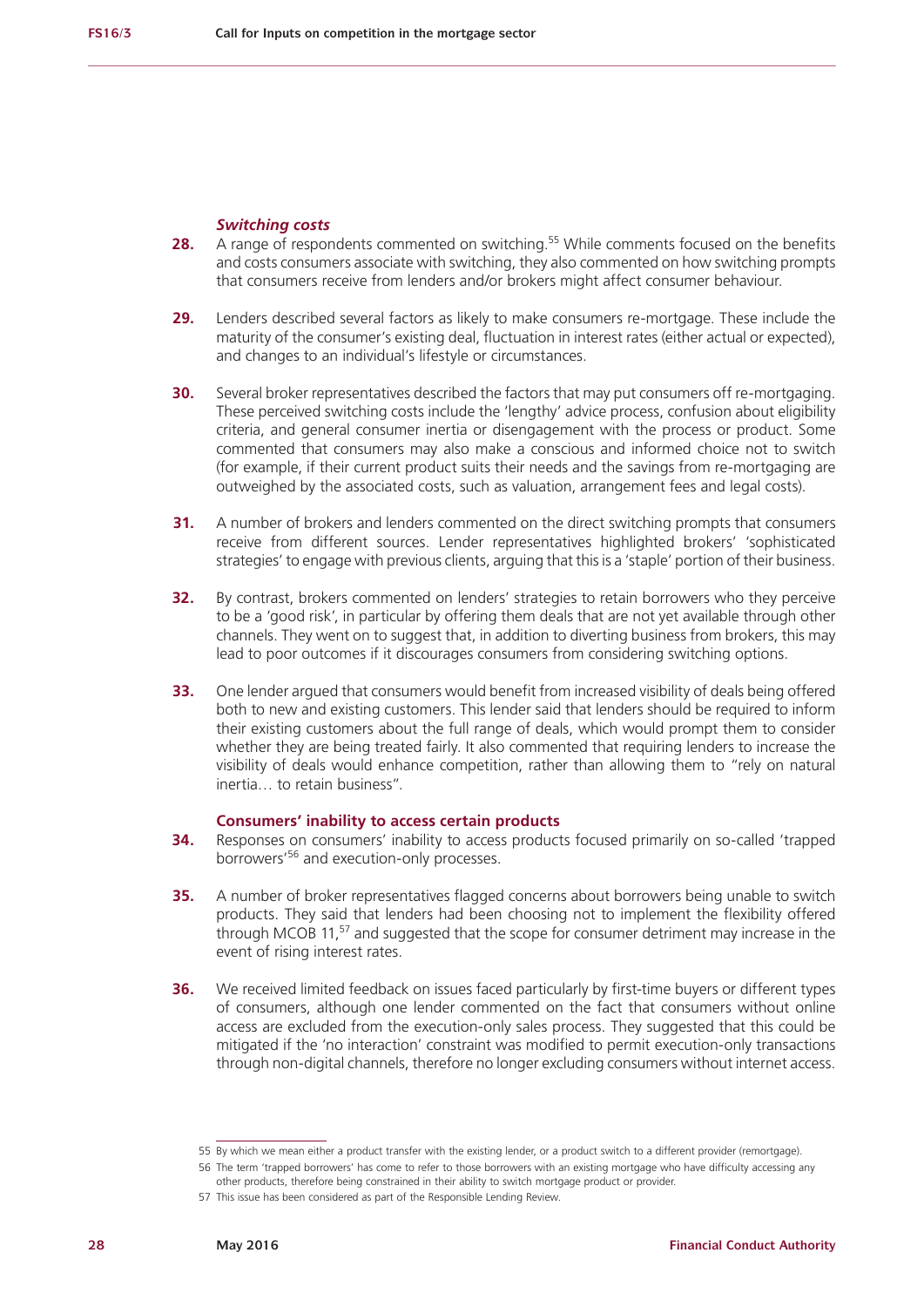### *Switching costs*

**28.** A range of respondents commented on switching.[55] While comments focused on the benefits and costs consumers associate with switching, they also commented on how switching prompts that consumers receive from lenders and/or brokers might affect consumer behaviour.

**29.** Lenders described several factors as likely to make consumers re-mortgage. These include the maturity of the consumer's existing deal, fluctuation in interest rates (either actual or expected), and changes to an individual's lifestyle or circumstances.

**30.** Several broker representatives described the factors that may put consumers off re-mortgaging. These perceived switching costs include the 'lengthy' advice process, confusion about eligibility criteria, and general consumer inertia or disengagement with the process or product. Some commented that consumers may also make a conscious and informed choice not to switch (for example, if their current product suits their needs and the savings from re-mortgaging are outweighed by the associated costs, such as valuation, arrangement fees and legal costs).

**31.** A number of brokers and lenders commented on the direct switching prompts that consumers receive from different sources. Lender representatives highlighted brokers' 'sophisticated strategies' to engage with previous clients, arguing that this is a 'staple' portion of their business.

**32.** By contrast, brokers commented on lenders' strategies to retain borrowers who they perceive to be a 'good risk', in particular by offering them deals that are not yet available through other channels. They went on to suggest that, in addition to diverting business from brokers, this may lead to poor outcomes if it discourages consumers from considering switching options.

**33.** One lender argued that consumers would benefit from increased visibility of deals being offered both to new and existing customers. This lender said that lenders should be required to inform their existing customers about the full range of deals, which would prompt them to consider whether they are being treated fairly. It also commented that requiring lenders to increase the visibility of deals would enhance competition, rather than allowing them to "rely on natural inertia… to retain business".

### Consumers' inability to access certain products

**34.** Responses on consumers' inability to access products focused primarily on so-called 'trapped borrowers'[56] and execution-only processes.

**35.** A number of broker representatives flagged concerns about borrowers being unable to switch products. They said that lenders had been choosing not to implement the flexibility offered through MCOB 11,[57] and suggested that the scope for consumer detriment may increase in the event of rising interest rates.

**36.** We received limited feedback on issues faced particularly by first-time buyers or different types of consumers, although one lender commented on the fact that consumers without online access are excluded from the execution-only sales process. They suggested that this could be mitigated if the 'no interaction' constraint was modified to permit execution-only transactions through non-digital channels, therefore no longer excluding consumers without internet access.

---

55 By which we mean either a product transfer with the existing lender, or a product switch to a different provider (remortgage).

56 The term 'trapped borrowers' has come to refer to those borrowers with an existing mortgage who have difficulty accessing any other products, therefore being constrained in their ability to switch mortgage product or provider.

57 This issue has been considered as part of the Responsible Lending Review.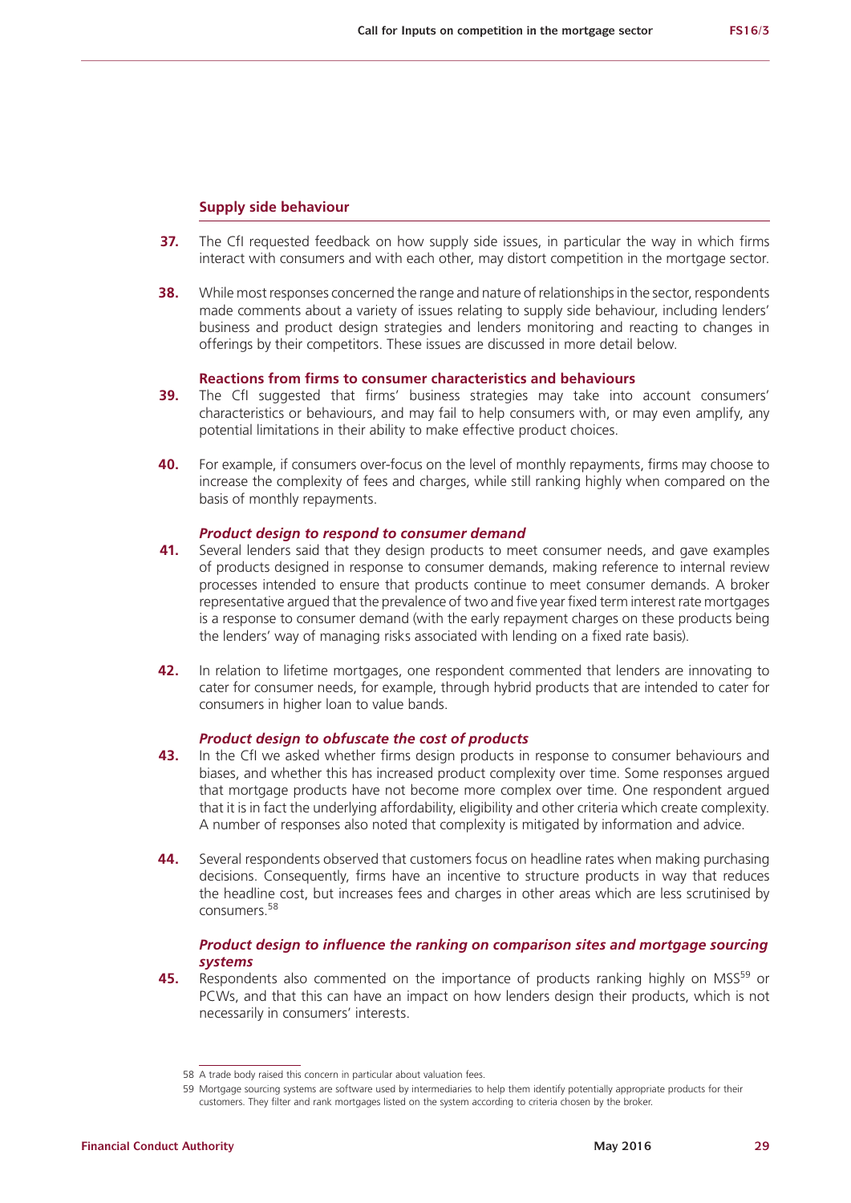### Supply side behaviour

**37.** The CfI requested feedback on how supply side issues, in particular the way in which firms interact with consumers and with each other, may distort competition in the mortgage sector.

**38.** While most responses concerned the range and nature of relationships in the sector, respondents made comments about a variety of issues relating to supply side behaviour, including lenders' business and product design strategies and lenders monitoring and reacting to changes in offerings by their competitors. These issues are discussed in more detail below.

#### Reactions from firms to consumer characteristics and behaviours

**39.** The CfI suggested that firms' business strategies may take into account consumers' characteristics or behaviours, and may fail to help consumers with, or may even amplify, any potential limitations in their ability to make effective product choices.

**40.** For example, if consumers over-focus on the level of monthly repayments, firms may choose to increase the complexity of fees and charges, while still ranking highly when compared on the basis of monthly repayments.

##### *Product design to respond to consumer demand*

**41.** Several lenders said that they design products to meet consumer needs, and gave examples of products designed in response to consumer demands, making reference to internal review processes intended to ensure that products continue to meet consumer demands. A broker representative argued that the prevalence of two and five year fixed term interest rate mortgages is a response to consumer demand (with the early repayment charges on these products being the lenders' way of managing risks associated with lending on a fixed rate basis).

**42.** In relation to lifetime mortgages, one respondent commented that lenders are innovating to cater for consumer needs, for example, through hybrid products that are intended to cater for consumers in higher loan to value bands.

##### *Product design to obfuscate the cost of products*

**43.** In the CfI we asked whether firms design products in response to consumer behaviours and biases, and whether this has increased product complexity over time. Some responses argued that mortgage products have not become more complex over time. One respondent argued that it is in fact the underlying affordability, eligibility and other criteria which create complexity. A number of responses also noted that complexity is mitigated by information and advice.

**44.** Several respondents observed that customers focus on headline rates when making purchasing decisions. Consequently, firms have an incentive to structure products in way that reduces the headline cost, but increases fees and charges in other areas which are less scrutinised by consumers.[58]

##### *Product design to influence the ranking on comparison sites and mortgage sourcing systems*

**45.** Respondents also commented on the importance of products ranking highly on MSS[59] or PCWs, and that this can have an impact on how lenders design their products, which is not necessarily in consumers' interests.

---

58 A trade body raised this concern in particular about valuation fees.

59 Mortgage sourcing systems are software used by intermediaries to help them identify potentially appropriate products for their customers. They filter and rank mortgages listed on the system according to criteria chosen by the broker.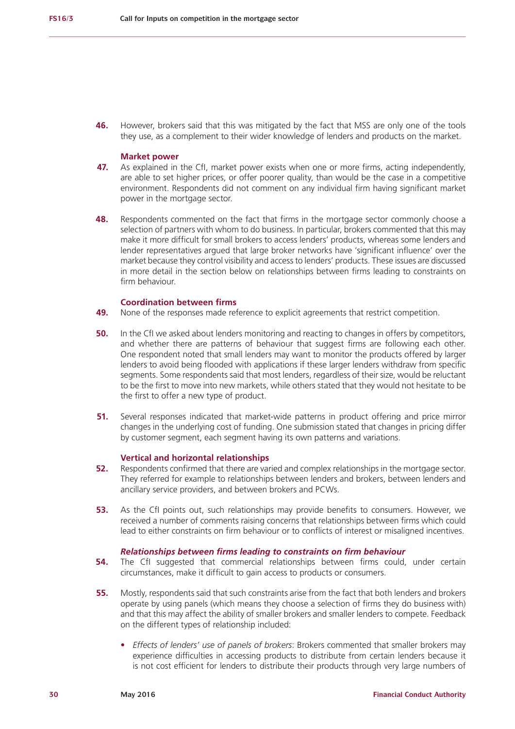46. However, brokers said that this was mitigated by the fact that MSS are only one of the tools they use, as a complement to their wider knowledge of lenders and products on the market.

### Market power

47. As explained in the CfI, market power exists when one or more firms, acting independently, are able to set higher prices, or offer poorer quality, than would be the case in a competitive environment. Respondents did not comment on any individual firm having significant market power in the mortgage sector.

48. Respondents commented on the fact that firms in the mortgage sector commonly choose a selection of partners with whom to do business. In particular, brokers commented that this may make it more difficult for small brokers to access lenders' products, whereas some lenders and lender representatives argued that large broker networks have 'significant influence' over the market because they control visibility and access to lenders' products. These issues are discussed in more detail in the section below on relationships between firms leading to constraints on firm behaviour.

### Coordination between firms

49. None of the responses made reference to explicit agreements that restrict competition.

50. In the CfI we asked about lenders monitoring and reacting to changes in offers by competitors, and whether there are patterns of behaviour that suggest firms are following each other. One respondent noted that small lenders may want to monitor the products offered by larger lenders to avoid being flooded with applications if these larger lenders withdraw from specific segments. Some respondents said that most lenders, regardless of their size, would be reluctant to be the first to move into new markets, while others stated that they would not hesitate to be the first to offer a new type of product.

51. Several responses indicated that market-wide patterns in product offering and price mirror changes in the underlying cost of funding. One submission stated that changes in pricing differ by customer segment, each segment having its own patterns and variations.

### Vertical and horizontal relationships

52. Respondents confirmed that there are varied and complex relationships in the mortgage sector. They referred for example to relationships between lenders and brokers, between lenders and ancillary service providers, and between brokers and PCWs.

53. As the CfI points out, such relationships may provide benefits to consumers. However, we received a number of comments raising concerns that relationships between firms which could lead to either constraints on firm behaviour or to conflicts of interest or misaligned incentives.

#### *Relationships between firms leading to constraints on firm behaviour*

54. The CfI suggested that commercial relationships between firms could, under certain circumstances, make it difficult to gain access to products or consumers.

55. Mostly, respondents said that such constraints arise from the fact that both lenders and brokers operate by using panels (which means they choose a selection of firms they do business with) and that this may affect the ability of smaller brokers and smaller lenders to compete. Feedback on the different types of relationship included:

- *Effects of lenders' use of panels of brokers*: Brokers commented that smaller brokers may experience difficulties in accessing products to distribute from certain lenders because it is not cost efficient for lenders to distribute their products through very large numbers of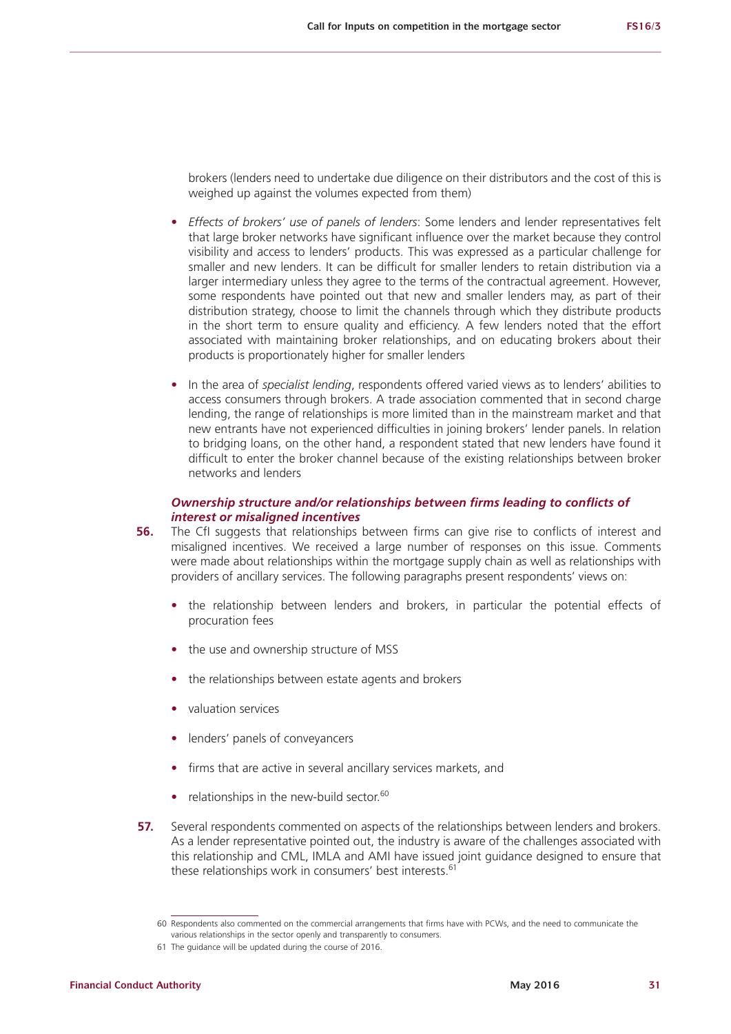brokers (lenders need to undertake due diligence on their distributors and the cost of this is weighed up against the volumes expected from them)

- *Effects of brokers' use of panels of lenders*: Some lenders and lender representatives felt that large broker networks have significant influence over the market because they control visibility and access to lenders' products. This was expressed as a particular challenge for smaller and new lenders. It can be difficult for smaller lenders to retain distribution via a larger intermediary unless they agree to the terms of the contractual agreement. However, some respondents have pointed out that new and smaller lenders may, as part of their distribution strategy, choose to limit the channels through which they distribute products in the short term to ensure quality and efficiency. A few lenders noted that the effort associated with maintaining broker relationships, and on educating brokers about their products is proportionately higher for smaller lenders

- In the area of *specialist lending*, respondents offered varied views as to lenders' abilities to access consumers through brokers. A trade association commented that in second charge lending, the range of relationships is more limited than in the mainstream market and that new entrants have not experienced difficulties in joining brokers' lender panels. In relation to bridging loans, on the other hand, a respondent stated that new lenders have found it difficult to enter the broker channel because of the existing relationships between broker networks and lenders

***Ownership structure and/or relationships between firms leading to conflicts of interest or misaligned incentives***

**56.** The CfI suggests that relationships between firms can give rise to conflicts of interest and misaligned incentives. We received a large number of responses on this issue. Comments were made about relationships within the mortgage supply chain as well as relationships with providers of ancillary services. The following paragraphs present respondents' views on:

- the relationship between lenders and brokers, in particular the potential effects of procuration fees
- the use and ownership structure of MSS
- the relationships between estate agents and brokers
- valuation services
- lenders' panels of conveyancers
- firms that are active in several ancillary services markets, and
- relationships in the new-build sector.[60]

**57.** Several respondents commented on aspects of the relationships between lenders and brokers. As a lender representative pointed out, the industry is aware of the challenges associated with this relationship and CML, IMLA and AMI have issued joint guidance designed to ensure that these relationships work in consumers' best interests.[61]

60 Respondents also commented on the commercial arrangements that firms have with PCWs, and the need to communicate the various relationships in the sector openly and transparently to consumers.

61 The guidance will be updated during the course of 2016.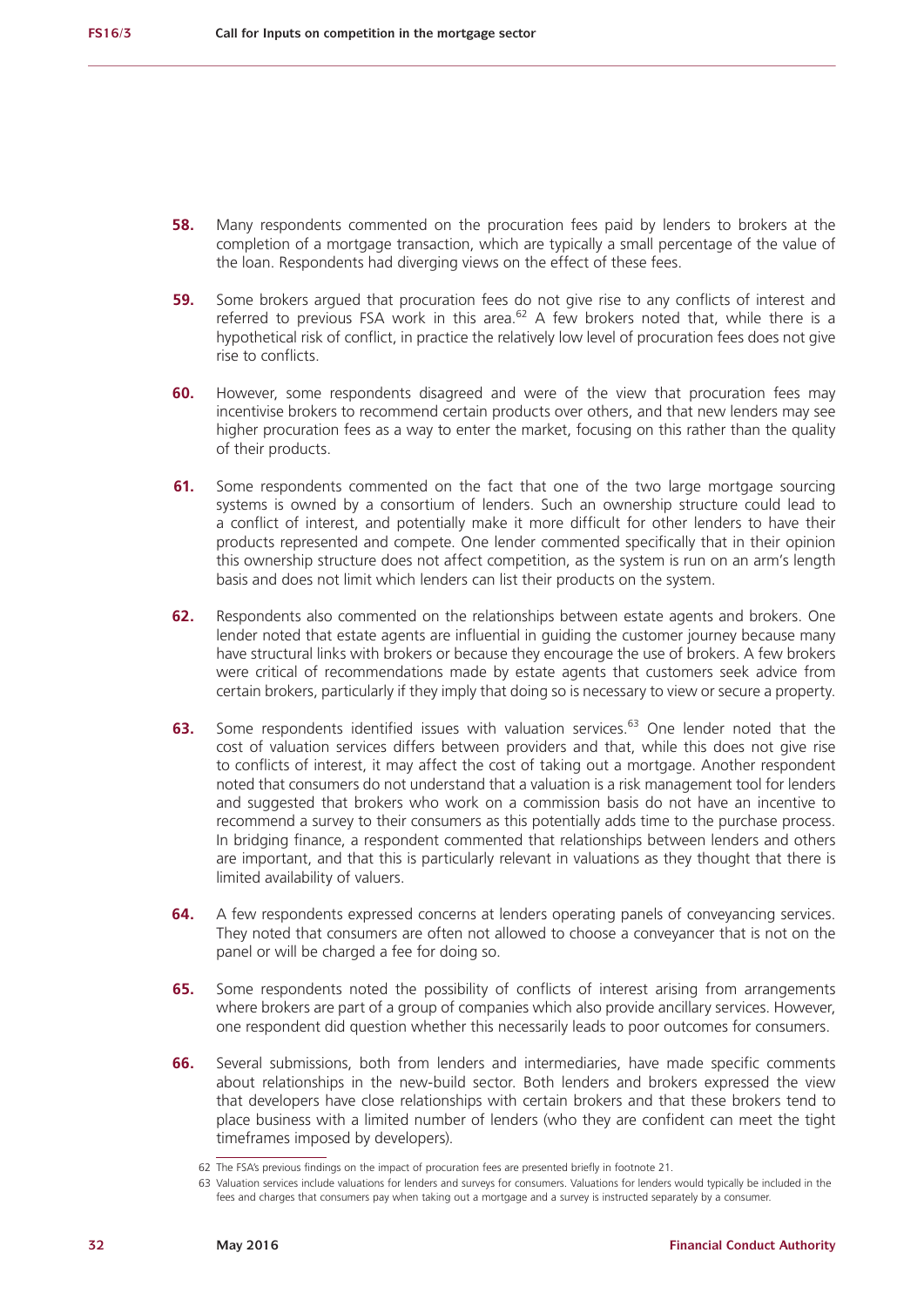**58.** Many respondents commented on the procuration fees paid by lenders to brokers at the completion of a mortgage transaction, which are typically a small percentage of the value of the loan. Respondents had diverging views on the effect of these fees.

**59.** Some brokers argued that procuration fees do not give rise to any conflicts of interest and referred to previous FSA work in this area.[62] A few brokers noted that, while there is a hypothetical risk of conflict, in practice the relatively low level of procuration fees does not give rise to conflicts.

**60.** However, some respondents disagreed and were of the view that procuration fees may incentivise brokers to recommend certain products over others, and that new lenders may see higher procuration fees as a way to enter the market, focusing on this rather than the quality of their products.

**61.** Some respondents commented on the fact that one of the two large mortgage sourcing systems is owned by a consortium of lenders. Such an ownership structure could lead to a conflict of interest, and potentially make it more difficult for other lenders to have their products represented and compete. One lender commented specifically that in their opinion this ownership structure does not affect competition, as the system is run on an arm's length basis and does not limit which lenders can list their products on the system.

**62.** Respondents also commented on the relationships between estate agents and brokers. One lender noted that estate agents are influential in guiding the customer journey because many have structural links with brokers or because they encourage the use of brokers. A few brokers were critical of recommendations made by estate agents that customers seek advice from certain brokers, particularly if they imply that doing so is necessary to view or secure a property.

**63.** Some respondents identified issues with valuation services.[63] One lender noted that the cost of valuation services differs between providers and that, while this does not give rise to conflicts of interest, it may affect the cost of taking out a mortgage. Another respondent noted that consumers do not understand that a valuation is a risk management tool for lenders and suggested that brokers who work on a commission basis do not have an incentive to recommend a survey to their consumers as this potentially adds time to the purchase process. In bridging finance, a respondent commented that relationships between lenders and others are important, and that this is particularly relevant in valuations as they thought that there is limited availability of valuers.

**64.** A few respondents expressed concerns at lenders operating panels of conveyancing services. They noted that consumers are often not allowed to choose a conveyancer that is not on the panel or will be charged a fee for doing so.

**65.** Some respondents noted the possibility of conflicts of interest arising from arrangements where brokers are part of a group of companies which also provide ancillary services. However, one respondent did question whether this necessarily leads to poor outcomes for consumers.

**66.** Several submissions, both from lenders and intermediaries, have made specific comments about relationships in the new-build sector. Both lenders and brokers expressed the view that developers have close relationships with certain brokers and that these brokers tend to place business with a limited number of lenders (who they are confident can meet the tight timeframes imposed by developers).

---

62 The FSA's previous findings on the impact of procuration fees are presented briefly in footnote 21.

63 Valuation services include valuations for lenders and surveys for consumers. Valuations for lenders would typically be included in the fees and charges that consumers pay when taking out a mortgage and a survey is instructed separately by a consumer.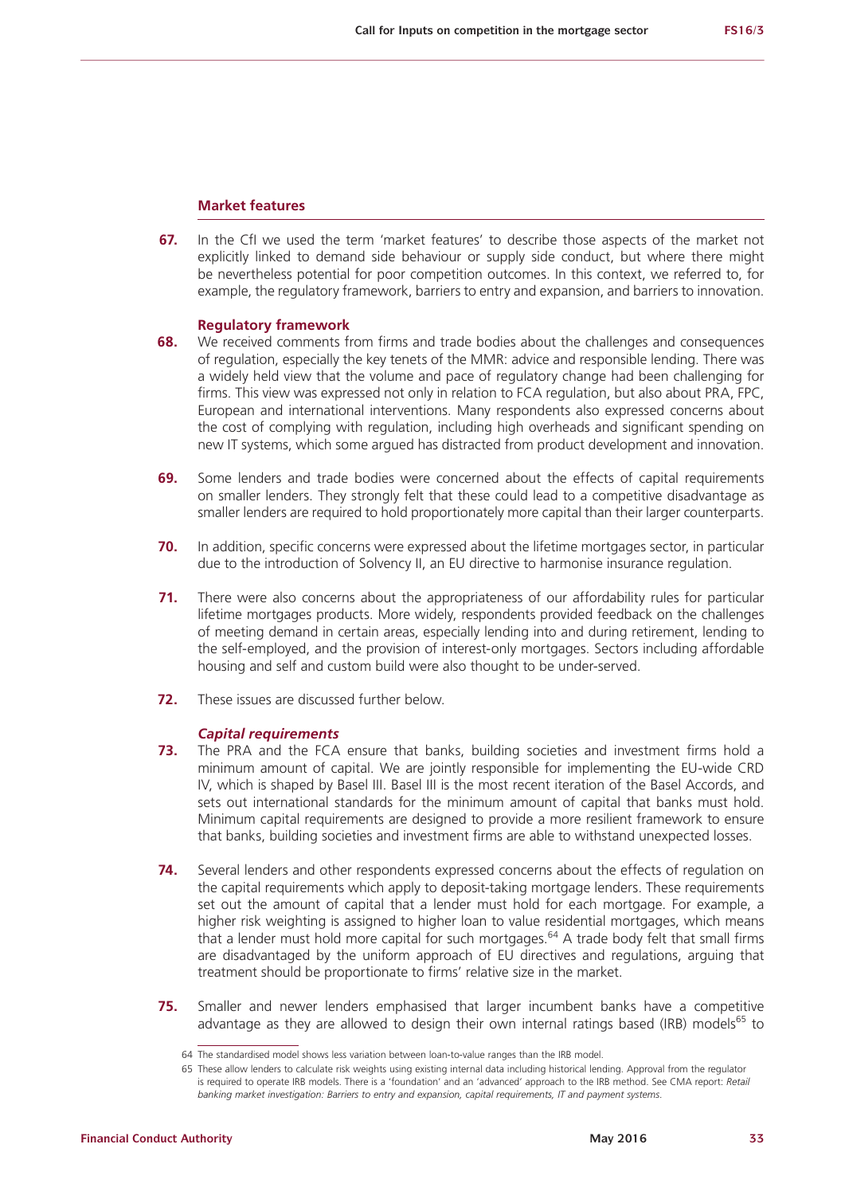## Market features

**67.** In the CfI we used the term 'market features' to describe those aspects of the market not explicitly linked to demand side behaviour or supply side conduct, but where there might be nevertheless potential for poor competition outcomes. In this context, we referred to, for example, the regulatory framework, barriers to entry and expansion, and barriers to innovation.

### Regulatory framework

**68.** We received comments from firms and trade bodies about the challenges and consequences of regulation, especially the key tenets of the MMR: advice and responsible lending. There was a widely held view that the volume and pace of regulatory change had been challenging for firms. This view was expressed not only in relation to FCA regulation, but also about PRA, FPC, European and international interventions. Many respondents also expressed concerns about the cost of complying with regulation, including high overheads and significant spending on new IT systems, which some argued has distracted from product development and innovation.

**69.** Some lenders and trade bodies were concerned about the effects of capital requirements on smaller lenders. They strongly felt that these could lead to a competitive disadvantage as smaller lenders are required to hold proportionately more capital than their larger counterparts.

**70.** In addition, specific concerns were expressed about the lifetime mortgages sector, in particular due to the introduction of Solvency II, an EU directive to harmonise insurance regulation.

**71.** There were also concerns about the appropriateness of our affordability rules for particular lifetime mortgages products. More widely, respondents provided feedback on the challenges of meeting demand in certain areas, especially lending into and during retirement, lending to the self-employed, and the provision of interest-only mortgages. Sectors including affordable housing and self and custom build were also thought to be under-served.

**72.** These issues are discussed further below.

#### *Capital requirements*

**73.** The PRA and the FCA ensure that banks, building societies and investment firms hold a minimum amount of capital. We are jointly responsible for implementing the EU-wide CRD IV, which is shaped by Basel III. Basel III is the most recent iteration of the Basel Accords, and sets out international standards for the minimum amount of capital that banks must hold. Minimum capital requirements are designed to provide a more resilient framework to ensure that banks, building societies and investment firms are able to withstand unexpected losses.

**74.** Several lenders and other respondents expressed concerns about the effects of regulation on the capital requirements which apply to deposit-taking mortgage lenders. These requirements set out the amount of capital that a lender must hold for each mortgage. For example, a higher risk weighting is assigned to higher loan to value residential mortgages, which means that a lender must hold more capital for such mortgages.[64] A trade body felt that small firms are disadvantaged by the uniform approach of EU directives and regulations, arguing that treatment should be proportionate to firms' relative size in the market.

**75.** Smaller and newer lenders emphasised that larger incumbent banks have a competitive advantage as they are allowed to design their own internal ratings based (IRB) models[65] to

64 The standardised model shows less variation between loan-to-value ranges than the IRB model.

65 These allow lenders to calculate risk weights using existing internal data including historical lending. Approval from the regulator is required to operate IRB models. There is a 'foundation' and an 'advanced' approach to the IRB method. See CMA report: *Retail banking market investigation: Barriers to entry and expansion, capital requirements, IT and payment systems*.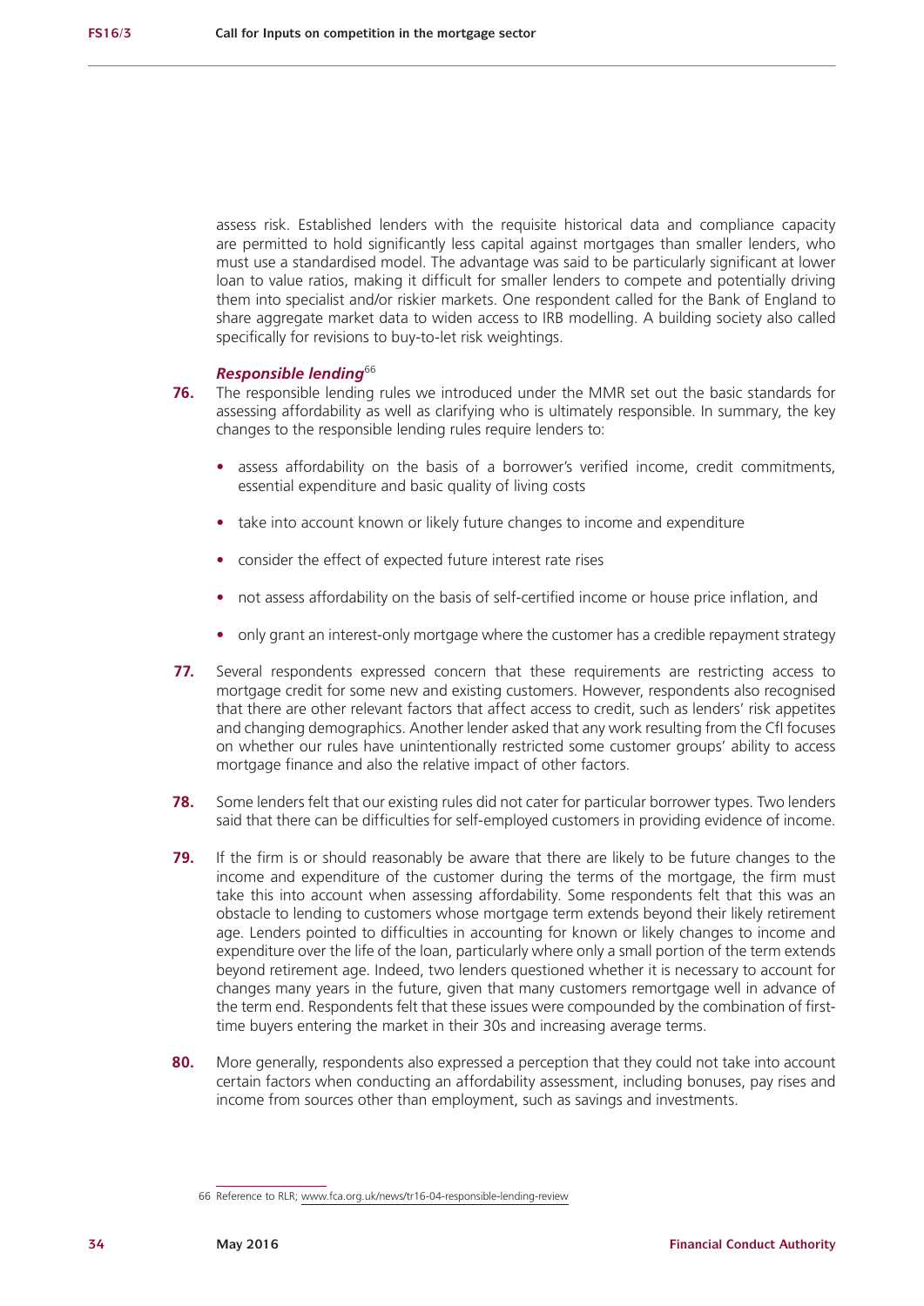assess risk. Established lenders with the requisite historical data and compliance capacity are permitted to hold significantly less capital against mortgages than smaller lenders, who must use a standardised model. The advantage was said to be particularly significant at lower loan to value ratios, making it difficult for smaller lenders to compete and potentially driving them into specialist and/or riskier markets. One respondent called for the Bank of England to share aggregate market data to widen access to IRB modelling. A building society also called specifically for revisions to buy-to-let risk weightings.

### *Responsible lending*[66]

**76.** The responsible lending rules we introduced under the MMR set out the basic standards for assessing affordability as well as clarifying who is ultimately responsible. In summary, the key changes to the responsible lending rules require lenders to:

- assess affordability on the basis of a borrower's verified income, credit commitments, essential expenditure and basic quality of living costs
- take into account known or likely future changes to income and expenditure
- consider the effect of expected future interest rate rises
- not assess affordability on the basis of self-certified income or house price inflation, and
- only grant an interest-only mortgage where the customer has a credible repayment strategy

**77.** Several respondents expressed concern that these requirements are restricting access to mortgage credit for some new and existing customers. However, respondents also recognised that there are other relevant factors that affect access to credit, such as lenders' risk appetites and changing demographics. Another lender asked that any work resulting from the CfI focuses on whether our rules have unintentionally restricted some customer groups' ability to access mortgage finance and also the relative impact of other factors.

**78.** Some lenders felt that our existing rules did not cater for particular borrower types. Two lenders said that there can be difficulties for self-employed customers in providing evidence of income.

**79.** If the firm is or should reasonably be aware that there are likely to be future changes to the income and expenditure of the customer during the terms of the mortgage, the firm must take this into account when assessing affordability. Some respondents felt that this was an obstacle to lending to customers whose mortgage term extends beyond their likely retirement age. Lenders pointed to difficulties in accounting for known or likely changes to income and expenditure over the life of the loan, particularly where only a small portion of the term extends beyond retirement age. Indeed, two lenders questioned whether it is necessary to account for changes many years in the future, given that many customers remortgage well in advance of the term end. Respondents felt that these issues were compounded by the combination of first-time buyers entering the market in their 30s and increasing average terms.

**80.** More generally, respondents also expressed a perception that they could not take into account certain factors when conducting an affordability assessment, including bonuses, pay rises and income from sources other than employment, such as savings and investments.

66 Reference to RLR; www.fca.org.uk/news/tr16-04-responsible-lending-review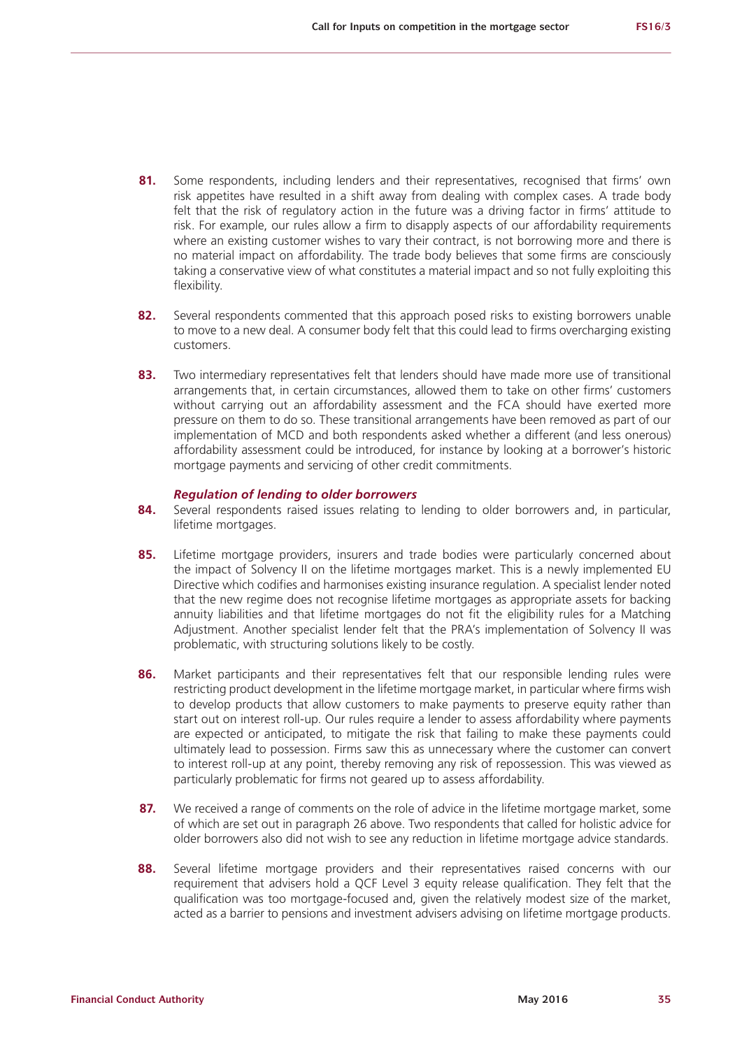**81.** Some respondents, including lenders and their representatives, recognised that firms' own risk appetites have resulted in a shift away from dealing with complex cases. A trade body felt that the risk of regulatory action in the future was a driving factor in firms' attitude to risk. For example, our rules allow a firm to disapply aspects of our affordability requirements where an existing customer wishes to vary their contract, is not borrowing more and there is no material impact on affordability. The trade body believes that some firms are consciously taking a conservative view of what constitutes a material impact and so not fully exploiting this flexibility.

**82.** Several respondents commented that this approach posed risks to existing borrowers unable to move to a new deal. A consumer body felt that this could lead to firms overcharging existing customers.

**83.** Two intermediary representatives felt that lenders should have made more use of transitional arrangements that, in certain circumstances, allowed them to take on other firms' customers without carrying out an affordability assessment and the FCA should have exerted more pressure on them to do so. These transitional arrangements have been removed as part of our implementation of MCD and both respondents asked whether a different (and less onerous) affordability assessment could be introduced, for instance by looking at a borrower's historic mortgage payments and servicing of other credit commitments.

### *Regulation of lending to older borrowers*

**84.** Several respondents raised issues relating to lending to older borrowers and, in particular, lifetime mortgages.

**85.** Lifetime mortgage providers, insurers and trade bodies were particularly concerned about the impact of Solvency II on the lifetime mortgages market. This is a newly implemented EU Directive which codifies and harmonises existing insurance regulation. A specialist lender noted that the new regime does not recognise lifetime mortgages as appropriate assets for backing annuity liabilities and that lifetime mortgages do not fit the eligibility rules for a Matching Adjustment. Another specialist lender felt that the PRA's implementation of Solvency II was problematic, with structuring solutions likely to be costly.

**86.** Market participants and their representatives felt that our responsible lending rules were restricting product development in the lifetime mortgage market, in particular where firms wish to develop products that allow customers to make payments to preserve equity rather than start out on interest roll-up. Our rules require a lender to assess affordability where payments are expected or anticipated, to mitigate the risk that failing to make these payments could ultimately lead to possession. Firms saw this as unnecessary where the customer can convert to interest roll-up at any point, thereby removing any risk of repossession. This was viewed as particularly problematic for firms not geared up to assess affordability.

**87.** We received a range of comments on the role of advice in the lifetime mortgage market, some of which are set out in paragraph 26 above. Two respondents that called for holistic advice for older borrowers also did not wish to see any reduction in lifetime mortgage advice standards.

**88.** Several lifetime mortgage providers and their representatives raised concerns with our requirement that advisers hold a QCF Level 3 equity release qualification. They felt that the qualification was too mortgage-focused and, given the relatively modest size of the market, acted as a barrier to pensions and investment advisers advising on lifetime mortgage products.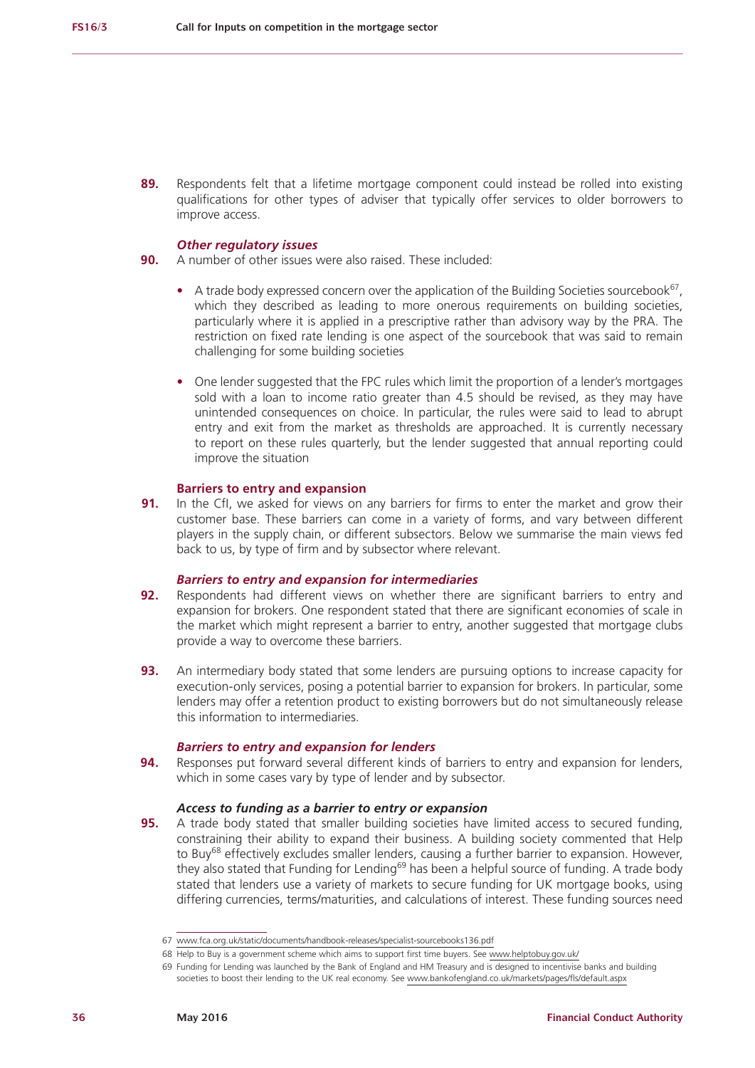**89.** Respondents felt that a lifetime mortgage component could instead be rolled into existing qualifications for other types of adviser that typically offer services to older borrowers to improve access.

***Other regulatory issues***

**90.** A number of other issues were also raised. These included:

- A trade body expressed concern over the application of the Building Societies sourcebook[67], which they described as leading to more onerous requirements on building societies, particularly where it is applied in a prescriptive rather than advisory way by the PRA. The restriction on fixed rate lending is one aspect of the sourcebook that was said to remain challenging for some building societies

- One lender suggested that the FPC rules which limit the proportion of a lender's mortgages sold with a loan to income ratio greater than 4.5 should be revised, as they may have unintended consequences on choice. In particular, the rules were said to lead to abrupt entry and exit from the market as thresholds are approached. It is currently necessary to report on these rules quarterly, but the lender suggested that annual reporting could improve the situation

### Barriers to entry and expansion

**91.** In the CfI, we asked for views on any barriers for firms to enter the market and grow their customer base. These barriers can come in a variety of forms, and vary between different players in the supply chain, or different subsectors. Below we summarise the main views fed back to us, by type of firm and by subsector where relevant.

***Barriers to entry and expansion for intermediaries***

**92.** Respondents had different views on whether there are significant barriers to entry and expansion for brokers. One respondent stated that there are significant economies of scale in the market which might represent a barrier to entry, another suggested that mortgage clubs provide a way to overcome these barriers.

**93.** An intermediary body stated that some lenders are pursuing options to increase capacity for execution-only services, posing a potential barrier to expansion for brokers. In particular, some lenders may offer a retention product to existing borrowers but do not simultaneously release this information to intermediaries.

***Barriers to entry and expansion for lenders***

**94.** Responses put forward several different kinds of barriers to entry and expansion for lenders, which in some cases vary by type of lender and by subsector.

***Access to funding as a barrier to entry or expansion***

**95.** A trade body stated that smaller building societies have limited access to secured funding, constraining their ability to expand their business. A building society commented that Help to Buy[68] effectively excludes smaller lenders, causing a further barrier to expansion. However, they also stated that Funding for Lending[69] has been a helpful source of funding. A trade body stated that lenders use a variety of markets to secure funding for UK mortgage books, using differing currencies, terms/maturities, and calculations of interest. These funding sources need

---

67 www.fca.org.uk/static/documents/handbook-releases/specialist-sourcebooks136.pdf

68 Help to Buy is a government scheme which aims to support first time buyers. See www.helptobuy.gov.uk/

69 Funding for Lending was launched by the Bank of England and HM Treasury and is designed to incentivise banks and building societies to boost their lending to the UK real economy. See www.bankofengland.co.uk/markets/pages/fls/default.aspx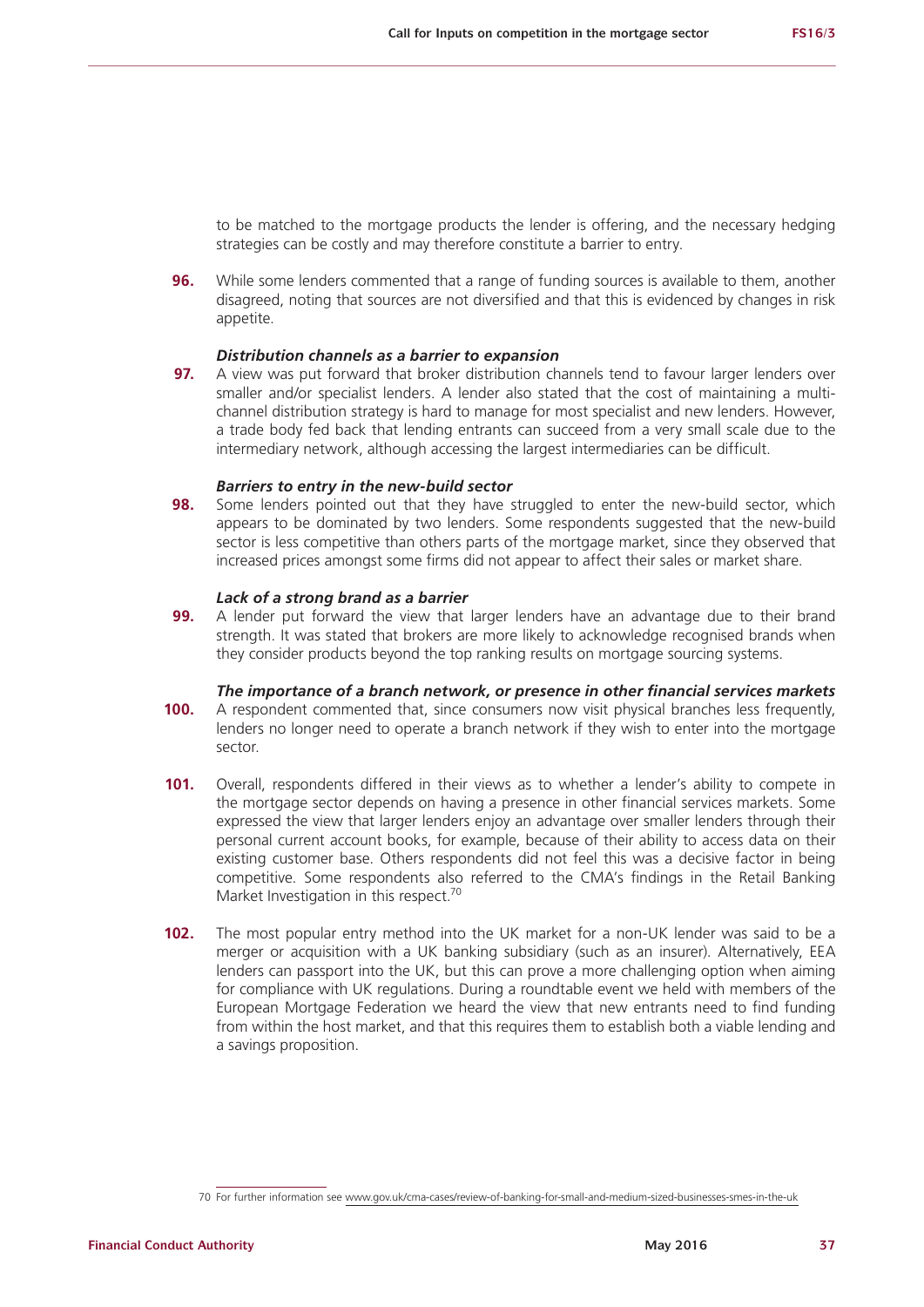to be matched to the mortgage products the lender is offering, and the necessary hedging strategies can be costly and may therefore constitute a barrier to entry.

**96.** While some lenders commented that a range of funding sources is available to them, another disagreed, noting that sources are not diversified and that this is evidenced by changes in risk appetite.

***Distribution channels as a barrier to expansion***

**97.** A view was put forward that broker distribution channels tend to favour larger lenders over smaller and/or specialist lenders. A lender also stated that the cost of maintaining a multi-channel distribution strategy is hard to manage for most specialist and new lenders. However, a trade body fed back that lending entrants can succeed from a very small scale due to the intermediary network, although accessing the largest intermediaries can be difficult.

***Barriers to entry in the new-build sector***

**98.** Some lenders pointed out that they have struggled to enter the new-build sector, which appears to be dominated by two lenders. Some respondents suggested that the new-build sector is less competitive than others parts of the mortgage market, since they observed that increased prices amongst some firms did not appear to affect their sales or market share.

***Lack of a strong brand as a barrier***

**99.** A lender put forward the view that larger lenders have an advantage due to their brand strength. It was stated that brokers are more likely to acknowledge recognised brands when they consider products beyond the top ranking results on mortgage sourcing systems.

***The importance of a branch network, or presence in other financial services markets***

**100.** A respondent commented that, since consumers now visit physical branches less frequently, lenders no longer need to operate a branch network if they wish to enter into the mortgage sector.

**101.** Overall, respondents differed in their views as to whether a lender's ability to compete in the mortgage sector depends on having a presence in other financial services markets. Some expressed the view that larger lenders enjoy an advantage over smaller lenders through their personal current account books, for example, because of their ability to access data on their existing customer base. Others respondents did not feel this was a decisive factor in being competitive. Some respondents also referred to the CMA's findings in the Retail Banking Market Investigation in this respect.[70]

**102.** The most popular entry method into the UK market for a non-UK lender was said to be a merger or acquisition with a UK banking subsidiary (such as an insurer). Alternatively, EEA lenders can passport into the UK, but this can prove a more challenging option when aiming for compliance with UK regulations. During a roundtable event we held with members of the European Mortgage Federation we heard the view that new entrants need to find funding from within the host market, and that this requires them to establish both a viable lending and a savings proposition.

70 For further information see www.gov.uk/cma-cases/review-of-banking-for-small-and-medium-sized-businesses-smes-in-the-uk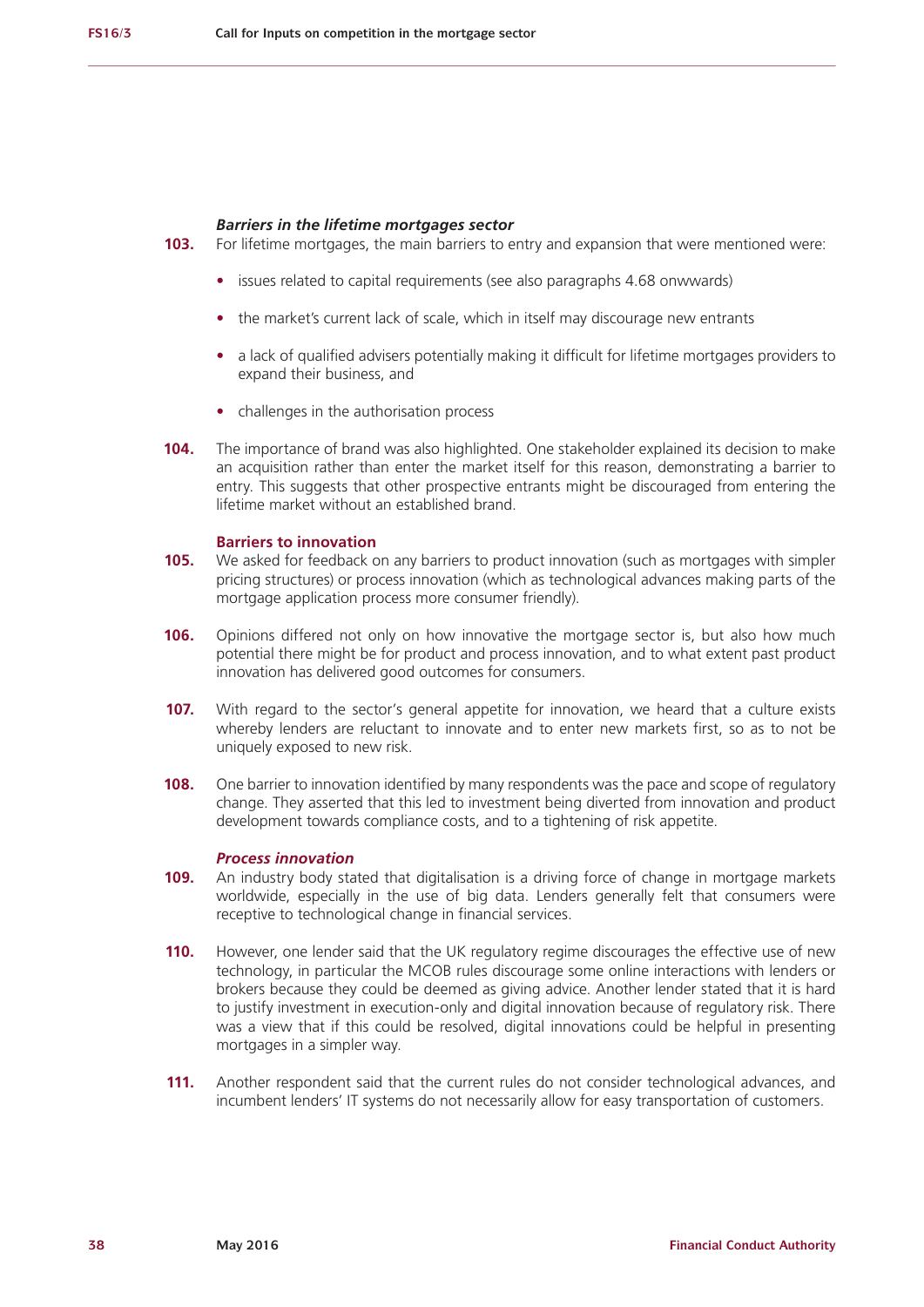### *Barriers in the lifetime mortgages sector*

**103.** For lifetime mortgages, the main barriers to entry and expansion that were mentioned were:

- issues related to capital requirements (see also paragraphs 4.68 onwwards)
- the market's current lack of scale, which in itself may discourage new entrants
- a lack of qualified advisers potentially making it difficult for lifetime mortgages providers to expand their business, and
- challenges in the authorisation process

**104.** The importance of brand was also highlighted. One stakeholder explained its decision to make an acquisition rather than enter the market itself for this reason, demonstrating a barrier to entry. This suggests that other prospective entrants might be discouraged from entering the lifetime market without an established brand.

### Barriers to innovation

**105.** We asked for feedback on any barriers to product innovation (such as mortgages with simpler pricing structures) or process innovation (which as technological advances making parts of the mortgage application process more consumer friendly).

**106.** Opinions differed not only on how innovative the mortgage sector is, but also how much potential there might be for product and process innovation, and to what extent past product innovation has delivered good outcomes for consumers.

**107.** With regard to the sector's general appetite for innovation, we heard that a culture exists whereby lenders are reluctant to innovate and to enter new markets first, so as to not be uniquely exposed to new risk.

**108.** One barrier to innovation identified by many respondents was the pace and scope of regulatory change. They asserted that this led to investment being diverted from innovation and product development towards compliance costs, and to a tightening of risk appetite.

### *Process innovation*

**109.** An industry body stated that digitalisation is a driving force of change in mortgage markets worldwide, especially in the use of big data. Lenders generally felt that consumers were receptive to technological change in financial services.

**110.** However, one lender said that the UK regulatory regime discourages the effective use of new technology, in particular the MCOB rules discourage some online interactions with lenders or brokers because they could be deemed as giving advice. Another lender stated that it is hard to justify investment in execution-only and digital innovation because of regulatory risk. There was a view that if this could be resolved, digital innovations could be helpful in presenting mortgages in a simpler way.

**111.** Another respondent said that the current rules do not consider technological advances, and incumbent lenders' IT systems do not necessarily allow for easy transportation of customers.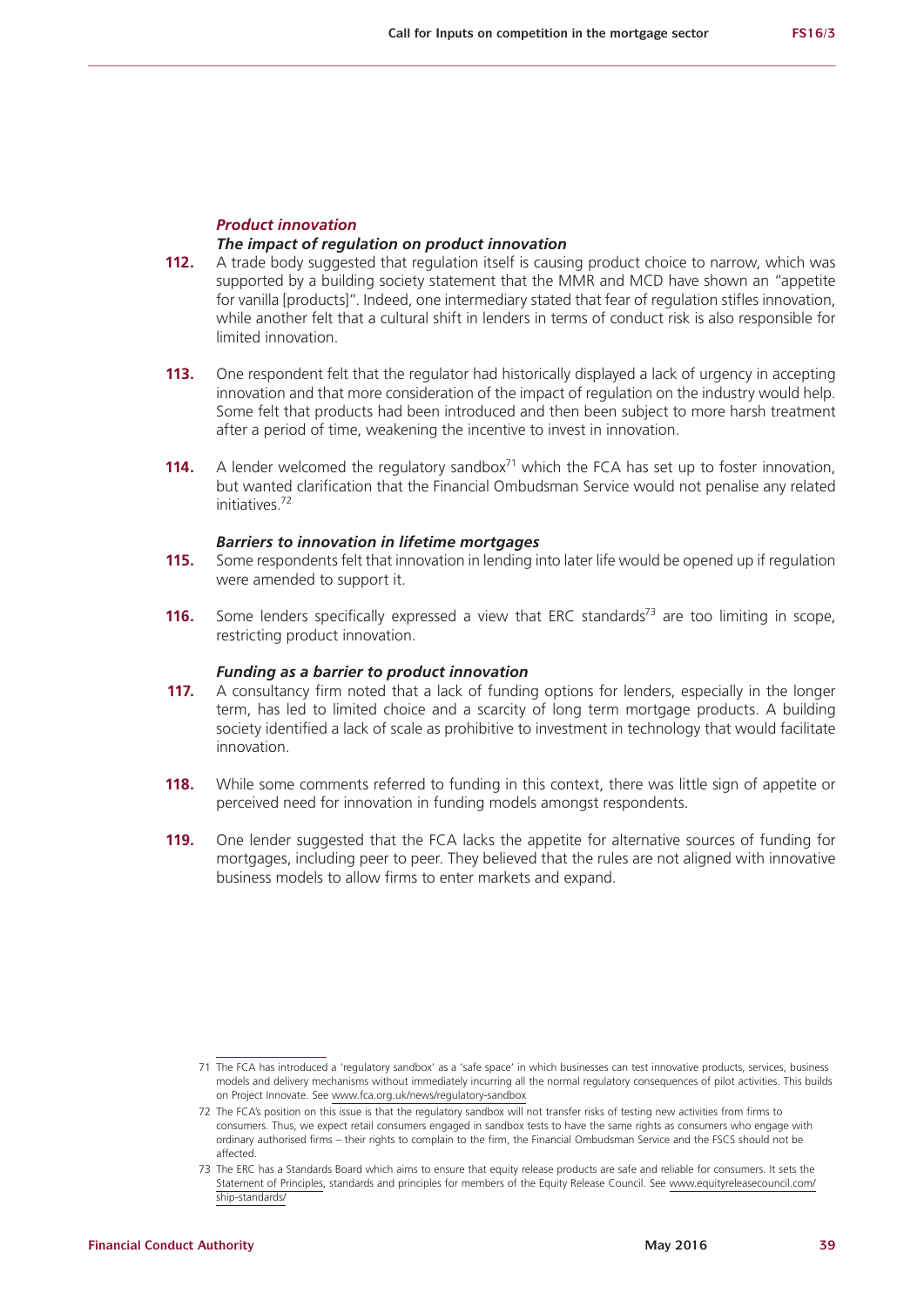### *Product innovation*

#### *The impact of regulation on product innovation*

**112.** A trade body suggested that regulation itself is causing product choice to narrow, which was supported by a building society statement that the MMR and MCD have shown an "appetite for vanilla [products]". Indeed, one intermediary stated that fear of regulation stifles innovation, while another felt that a cultural shift in lenders in terms of conduct risk is also responsible for limited innovation.

**113.** One respondent felt that the regulator had historically displayed a lack of urgency in accepting innovation and that more consideration of the impact of regulation on the industry would help. Some felt that products had been introduced and then been subject to more harsh treatment after a period of time, weakening the incentive to invest in innovation.

**114.** A lender welcomed the regulatory sandbox[71] which the FCA has set up to foster innovation, but wanted clarification that the Financial Ombudsman Service would not penalise any related initiatives.[72]

#### *Barriers to innovation in lifetime mortgages*

**115.** Some respondents felt that innovation in lending into later life would be opened up if regulation were amended to support it.

**116.** Some lenders specifically expressed a view that ERC standards[73] are too limiting in scope, restricting product innovation.

#### *Funding as a barrier to product innovation*

**117.** A consultancy firm noted that a lack of funding options for lenders, especially in the longer term, has led to limited choice and a scarcity of long term mortgage products. A building society identified a lack of scale as prohibitive to investment in technology that would facilitate innovation.

**118.** While some comments referred to funding in this context, there was little sign of appetite or perceived need for innovation in funding models amongst respondents.

**119.** One lender suggested that the FCA lacks the appetite for alternative sources of funding for mortgages, including peer to peer. They believed that the rules are not aligned with innovative business models to allow firms to enter markets and expand.

---

71 The FCA has introduced a 'regulatory sandbox' as a 'safe space' in which businesses can test innovative products, services, business models and delivery mechanisms without immediately incurring all the normal regulatory consequences of pilot activities. This builds on Project Innovate. See www.fca.org.uk/news/regulatory-sandbox

72 The FCA's position on this issue is that the regulatory sandbox will not transfer risks of testing new activities from firms to consumers. Thus, we expect retail consumers engaged in sandbox tests to have the same rights as consumers who engage with ordinary authorised firms – their rights to complain to the firm, the Financial Ombudsman Service and the FSCS should not be affected.

73 The ERC has a Standards Board which aims to ensure that equity release products are safe and reliable for consumers. It sets the Statement of Principles, standards and principles for members of the Equity Release Council. See www.equityreleasecouncil.com/ship-standards/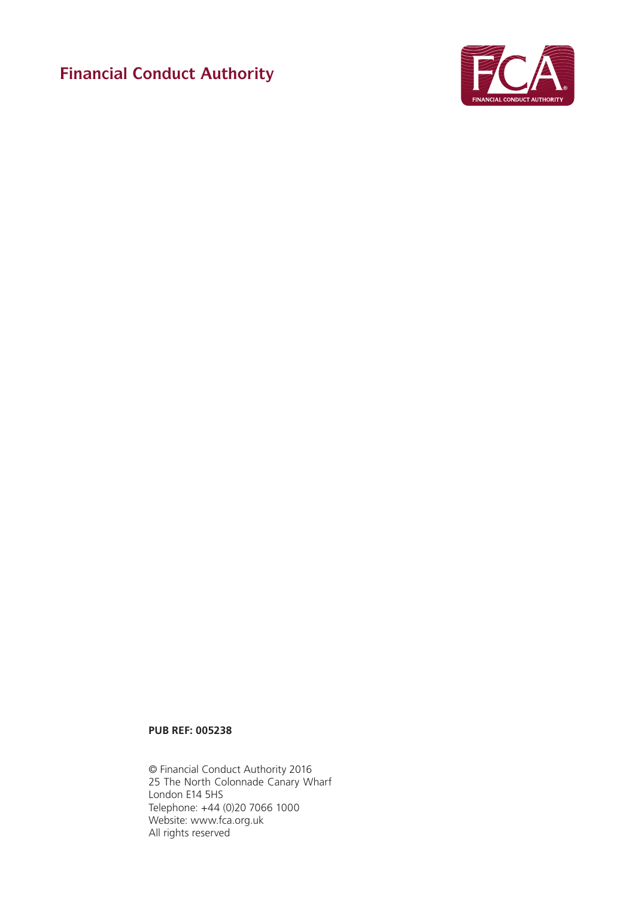**Financial Conduct Authority**

**PUB REF: 005238**

© Financial Conduct Authority 2016
25 The North Colonnade Canary Wharf
London E14 5HS
Telephone: +44 (0)20 7066 1000
Website: www.fca.org.uk
All rights reserved